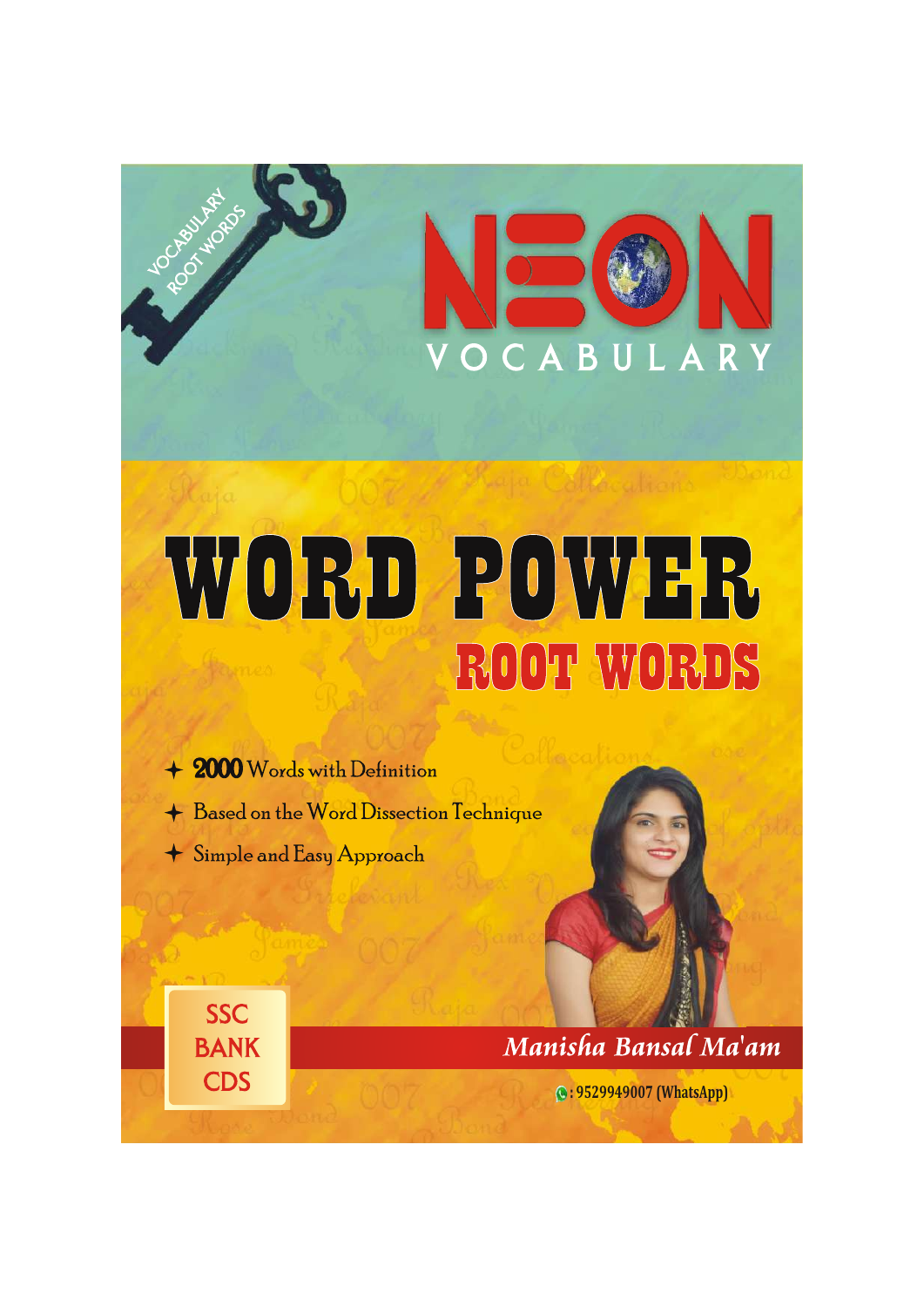VOCABULARY ROOT WORDS

# NEON VOCABULARY

# WORD POWER

## ROOT WORDS

- **2000** Words with Definition
- Based on the Word Dissection Technique
- Simple and Easy Approach

SSC
BANK
CDS

*Manisha Bansal Ma'am*

: 9529949007 (WhatsApp)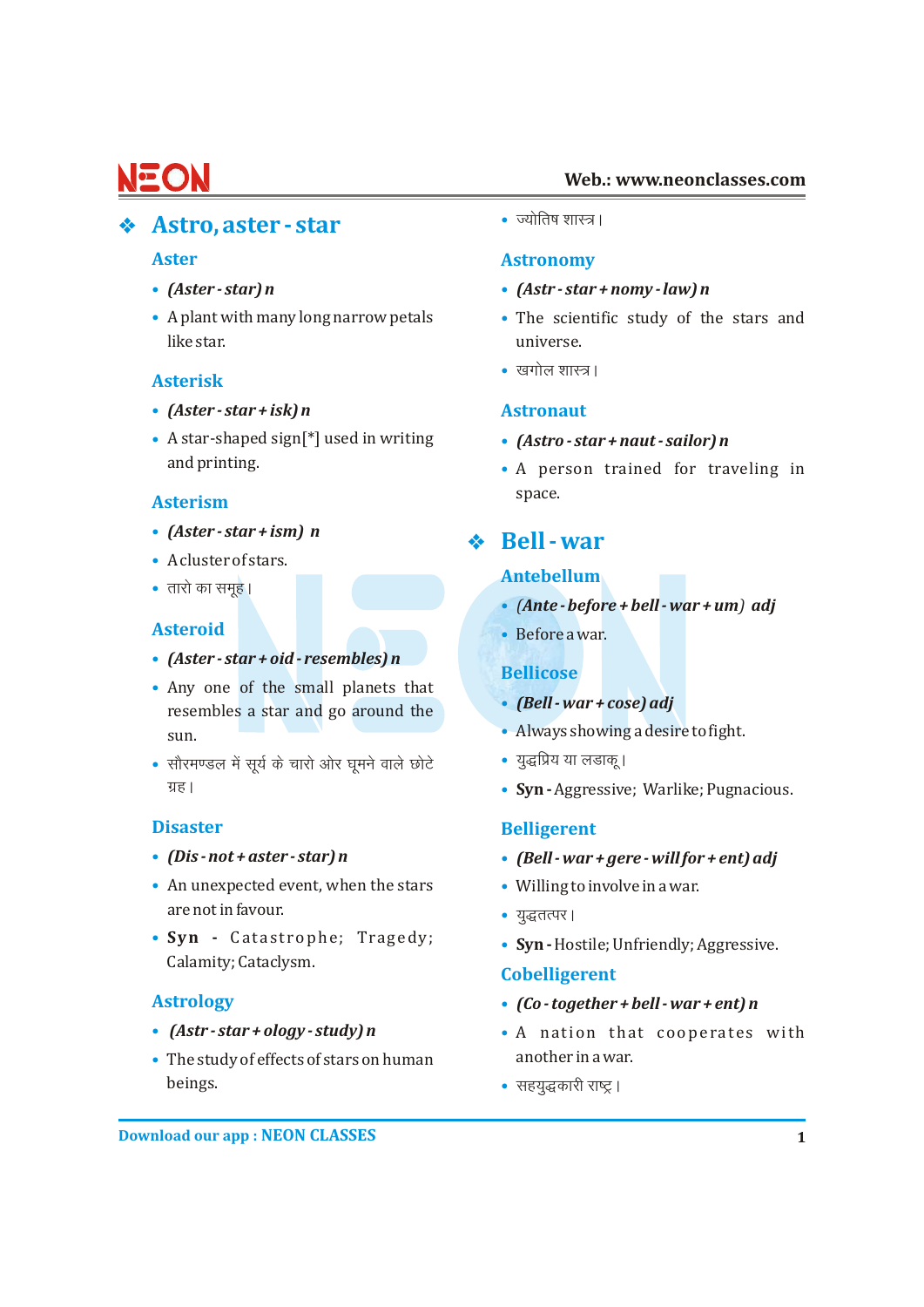## ❖ Astro, aster - star

### Aster

- *(Aster - star) n*
- A plant with many long narrow petals like star.

### Asterisk

- *(Aster - star + isk) n*
- A star-shaped sign[*] used in writing and printing.

### Asterism

- *(Aster - star + ism) n*
- A cluster of stars.
- तारो का समूह।

### Asteroid

- *(Aster - star + oid - resembles) n*
- Any one of the small planets that resembles a star and go around the sun.
- सौरमण्डल में सूर्य के चारो ओर घूमने वाले छोटे ग्रह।

### Disaster

- *(Dis - not + aster - star) n*
- An unexpected event, when the stars are not in favour.
- **Syn** - Catastrophe; Tragedy; Calamity; Cataclysm.

### Astrology

- *(Astr - star + ology - study) n*
- The study of effects of stars on human beings.
- ज्योतिष शास्त्र।

### Astronomy

- *(Astr - star + nomy - law) n*
- The scientific study of the stars and universe.
- खगोल शास्त्र।

### Astronaut

- *(Astro - star + naut - sailor) n*
- A person trained for traveling in space.

## ❖ Bell - war

### Antebellum

- *(Ante - before + bell - war + um) adj*
- Before a war.

### Bellicose

- *(Bell - war + cose) adj*
- Always showing a desire to fight.
- युद्धप्रिय या लडाकू।
- **Syn** - Aggressive; Warlike; Pugnacious.

### Belligerent

- *(Bell - war + gere - will for + ent) adj*
- Willing to involve in a war.
- युद्धतत्पर।
- **Syn** - Hostile; Unfriendly; Aggressive.

### Cobelligerent

- *(Co - together + bell - war + ent) n*
- A nation that cooperates with another in a war.
- सहयुद्धकारी राष्ट्र।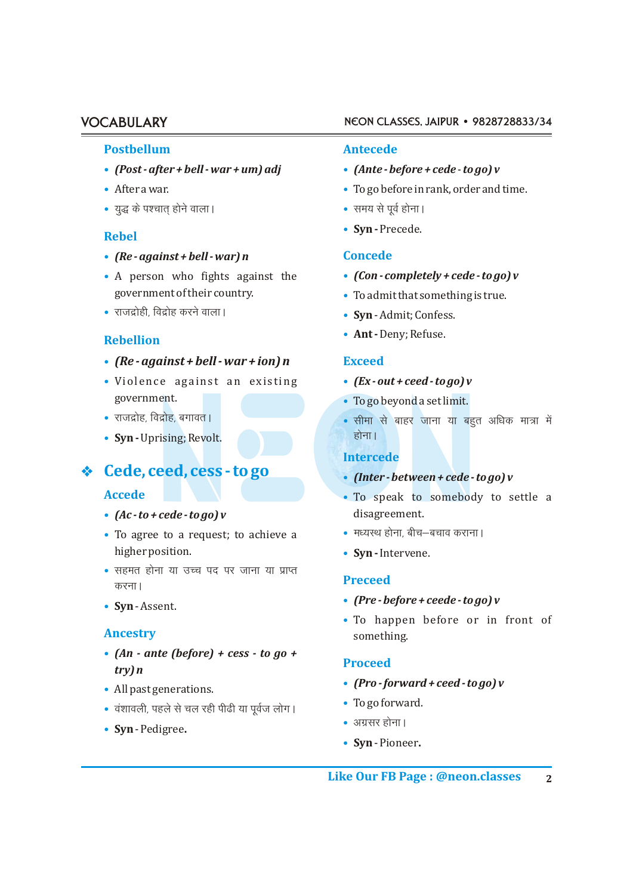### Postbellum

- *(Post - after + bell - war + um) adj*
- After a war.
- युद्ध के पश्चात् होने वाला।

### Rebel

- *(Re - against + bell - war) n*
- A person who fights against the government of their country.
- राजद्रोही, विद्रोह करने वाला।

### Rebellion

- *(Re - against + bell - war + ion) n*
- Violence against an existing government.
- राजद्रोह, विद्रोह, बगावत।
- **Syn -** Uprising; Revolt.

## ❖ Cede, ceed, cess - to go

### Accede

- *(Ac - to + cede - to go) v*
- To agree to a request; to achieve a higher position.
- सहमत होना या उच्च पद पर जाना या प्राप्त करना।
- **Syn** - Assent.

### Ancestry

- *(An - ante (before) + cess - to go + try) n*
- All past generations.
- वंशावली, पहले से चल रही पीढी या पूर्वज लोग।
- **Syn** - Pedigree.

### Antecede

- *(Ante - before + cede - to go) v*
- To go before in rank, order and time.
- समय से पूर्व होना।
- **Syn** - Precede.

### Concede

- *(Con - completely + cede - to go) v*
- To admit that something is true.
- **Syn** - Admit; Confess.
- **Ant** - Deny; Refuse.

### Exceed

- *(Ex - out + ceed - to go) v*
- To go beyond a set limit.
- सीमा से बाहर जाना या बहुत अधिक मात्रा में होना।

### Intercede

- *(Inter - between + cede - to go) v*
- To speak to somebody to settle a disagreement.
- मध्यस्थ होना, बीच–बचाव कराना।
- **Syn** - Intervene.

### Preceed

- *(Pre - before + ceede - to go) v*
- To happen before or in front of something.

### Proceed

- *(Pro - forward + ceed - to go) v*
- To go forward.
- अग्रसर होना।
- **Syn** - Pioneer.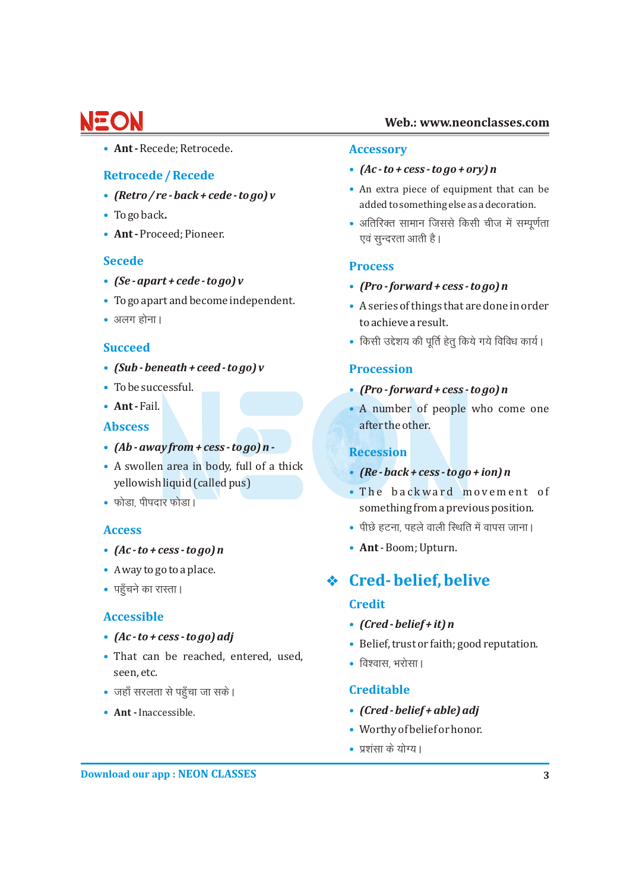- **Ant -** Recede; Retrocede.

### Retrocede / Recede

- ***(Retro / re - back + cede - to go) v***
- To go back**.**
- **Ant -** Proceed; Pioneer.

### Secede

- ***(Se - apart + cede - to go) v***
- To go apart and become independent.
- अलग होना।

### Succeed

- ***(Sub - beneath + ceed - to go) v***
- To be successful.
- **Ant -** Fail.

### Abscess

- ***(Ab - away from + cess - to go) n -***
- A swollen area in body, full of a thick yellowish liquid (called pus)
- फोडा, पीपदार फोडा।

### Access

- ***(Ac - to + cess - to go) n***
- A way to go to a place.
- पहुँचने का रास्ता।

### Accessible

- ***(Ac - to + cess - to go) adj***
- That can be reached, entered, used, seen, etc.
- जहाँ सरलता से पहुँचा जा सके।
- **Ant -** Inaccessible.

### Accessory

- ***(Ac - to + cess - to go + ory) n***
- An extra piece of equipment that can be added to something else as a decoration.
- अतिरिक्त सामान जिससे किसी चीज में सम्पूर्णता एवं सुन्दरता आती है।

### Process

- ***(Pro - forward + cess - to go) n***
- A series of things that are done in order to achieve a result.
- किसी उद्देश्य की पूर्ति हेतु किये गये विविध कार्य।

### Procession

- ***(Pro - forward + cess - to go) n***
- A number of people who come one after the other.

### Recession

- ***(Re - back + cess - to go + ion) n***
- The backward movement of something from a previous position.
- पीछे हटना, पहले वाली स्थिति में वापस जाना।
- **Ant** - Boom; Upturn.

## ❖ Cred- belief, belive

### Credit

- ***(Cred - belief + it) n***
- Belief, trust or faith; good reputation.
- विश्वास, भरोसा।

### Creditable

- ***(Cred - belief + able) adj***
- Worthy of belief or honor.
- प्रशंसा के योग्य।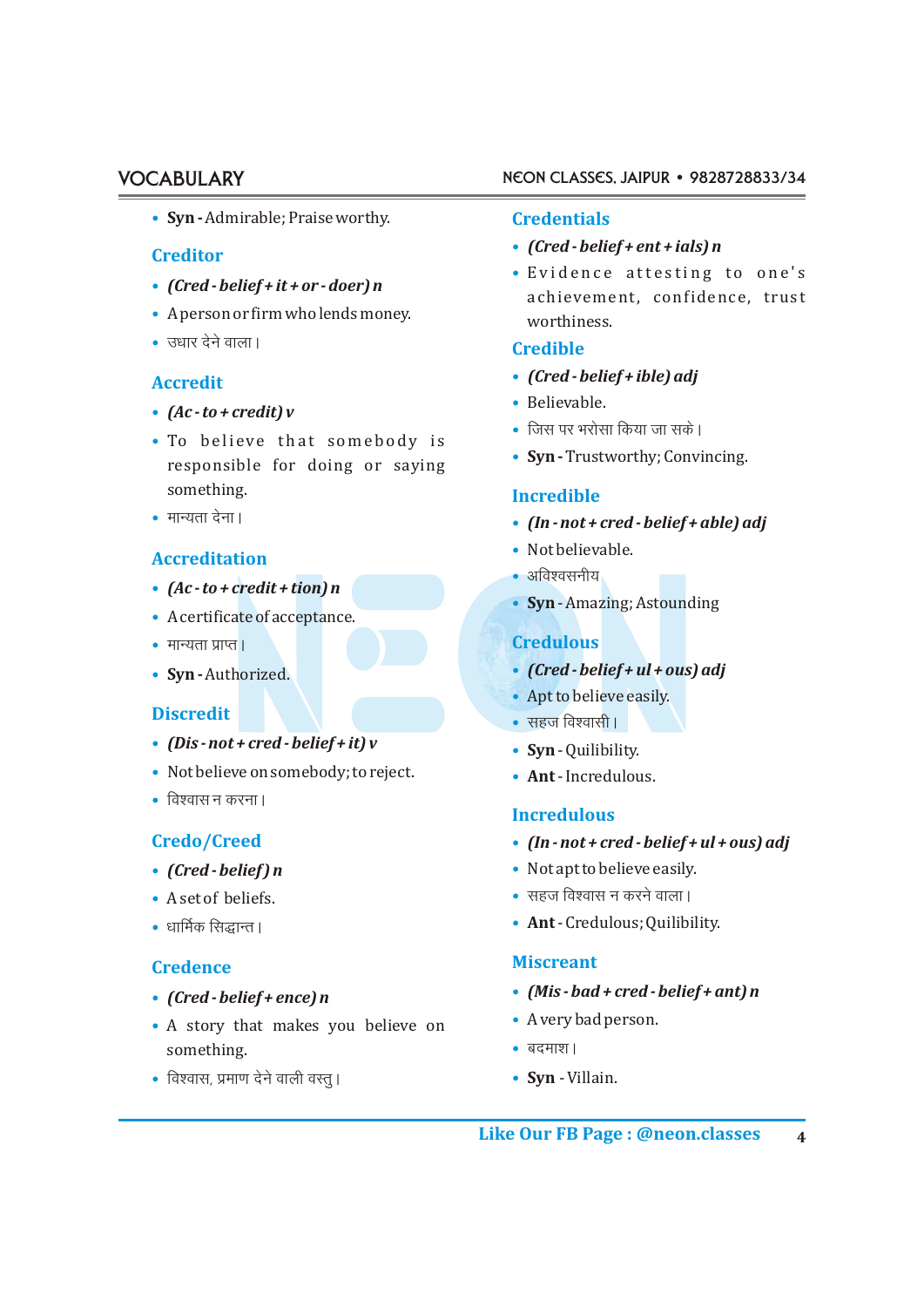- **Syn -** Admirable; Praise worthy.

### Creditor

- ***(Cred - belief + it + or - doer) n***
- A person or firm who lends money.
- उधार देने वाला।

### Accredit

- ***(Ac - to + credit) v***
- To believe that somebody is responsible for doing or saying something.
- मान्यता देना।

### Accreditation

- ***(Ac - to + credit + tion) n***
- A certificate of acceptance.
- मान्यता प्राप्त।
- **Syn -** Authorized.

### Discredit

- ***(Dis - not + cred - belief + it) v***
- Not believe on somebody; to reject.
- विश्वास न करना।

### Credo/Creed

- ***(Cred - belief) n***
- A set of beliefs.
- धार्मिक सिद्धान्त।

### Credence

- ***(Cred - belief + ence) n***
- A story that makes you believe on something.
- विश्वास, प्रमाण देने वाली वस्तु।

### Credentials

- ***(Cred - belief + ent + ials) n***
- Evidence attesting to one's achievement, confidence, trust worthiness.

### Credible

- ***(Cred - belief + ible) adj***
- Believable.
- जिस पर भरोसा किया जा सके।
- **Syn -** Trustworthy; Convincing.

### Incredible

- ***(In - not + cred - belief + able) adj***
- Not believable.
- अविश्वसनीय
- **Syn -** Amazing; Astounding

### Credulous

- ***(Cred - belief + ul + ous) adj***
- Apt to believe easily.
- सहज विश्वासी।
- **Syn -** Quilibility.
- **Ant -** Incredulous.

### Incredulous

- ***(In - not + cred - belief + ul + ous) adj***
- Not apt to believe easily.
- सहज विश्वास न करने वाला।
- **Ant -** Credulous; Quilibility.

### Miscreant

- ***(Mis - bad + cred - belief + ant) n***
- A very bad person.
- बदमाश।
- **Syn -** Villain.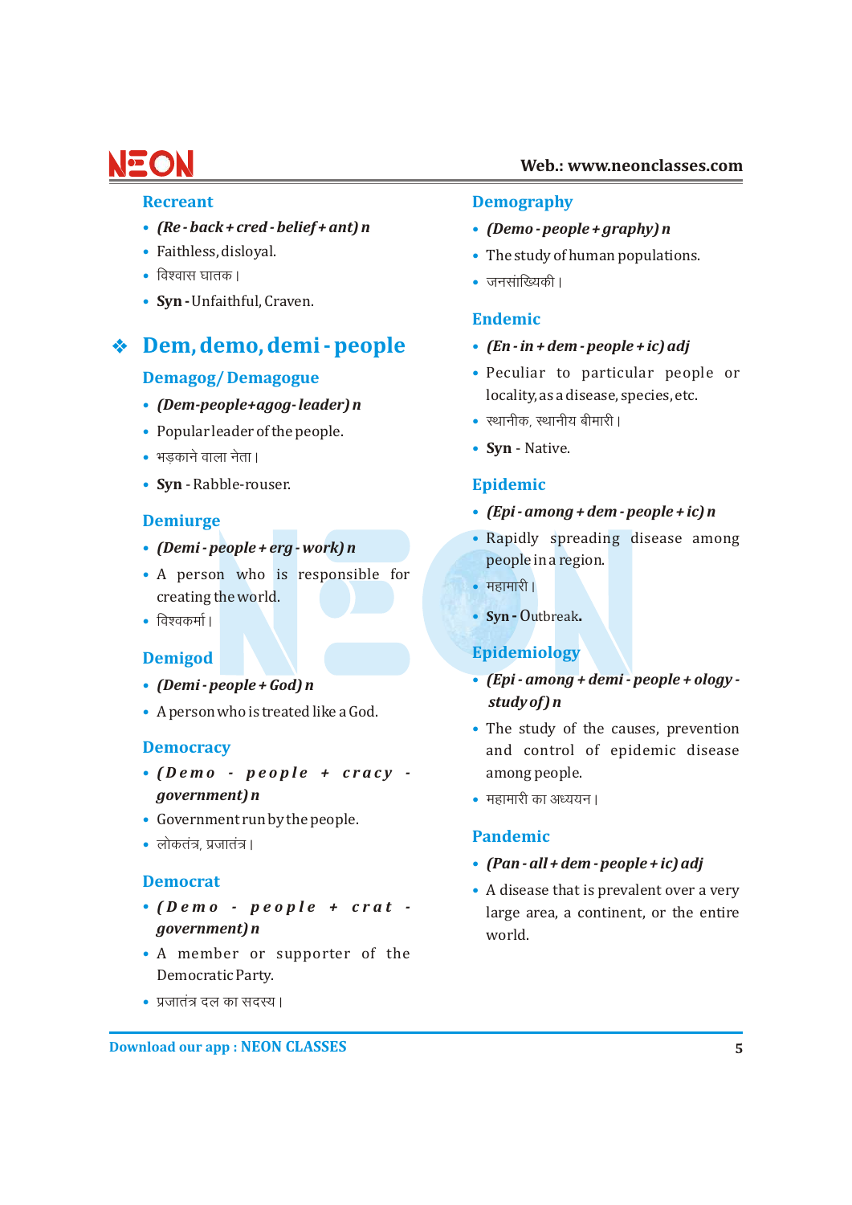### Recreant

- *(Re - back + cred - belief + ant) n*
- Faithless, disloyal.
- विश्वास घातक।
- **Syn -** Unfaithful, Craven.

## ❖ Dem, demo, demi - people

### Demagog/ Demagogue

- *(Dem-people+agog- leader) n*
- Popular leader of the people.
- भड़काने वाला नेता।
- **Syn** - Rabble-rouser.

### Demiurge

- *(Demi - people + erg - work) n*
- A person who is responsible for creating the world.
- विश्वकर्मा।

### Demigod

- *(Demi - people + God) n*
- A person who is treated like a God.

### Democracy

- *(Demo - people + cracy - government) n*
- Government run by the people.
- लोकतंत्र, प्रजातंत्र।

### Democrat

- *(Demo - people + crat - government) n*
- A member or supporter of the Democratic Party.
- प्रजातंत्र दल का सदस्य।

### Demography

- *(Demo - people + graphy) n*
- The study of human populations.
- जनसांख्यिकी।

### Endemic

- *(En - in + dem - people + ic) adj*
- Peculiar to particular people or locality, as a disease, species, etc.
- स्थानीक, स्थानीय बीमारी।
- **Syn** - Native.

### Epidemic

- *(Epi - among + dem - people + ic) n*
- Rapidly spreading disease among people in a region.
- महामारी।
- **Syn -** Outbreak.

### Epidemiology

- *(Epi - among + demi - people + ology - study of) n*
- The study of the causes, prevention and control of epidemic disease among people.
- महामारी का अध्ययन।

### Pandemic

- *(Pan - all + dem - people + ic) adj*
- A disease that is prevalent over a very large area, a continent, or the entire world.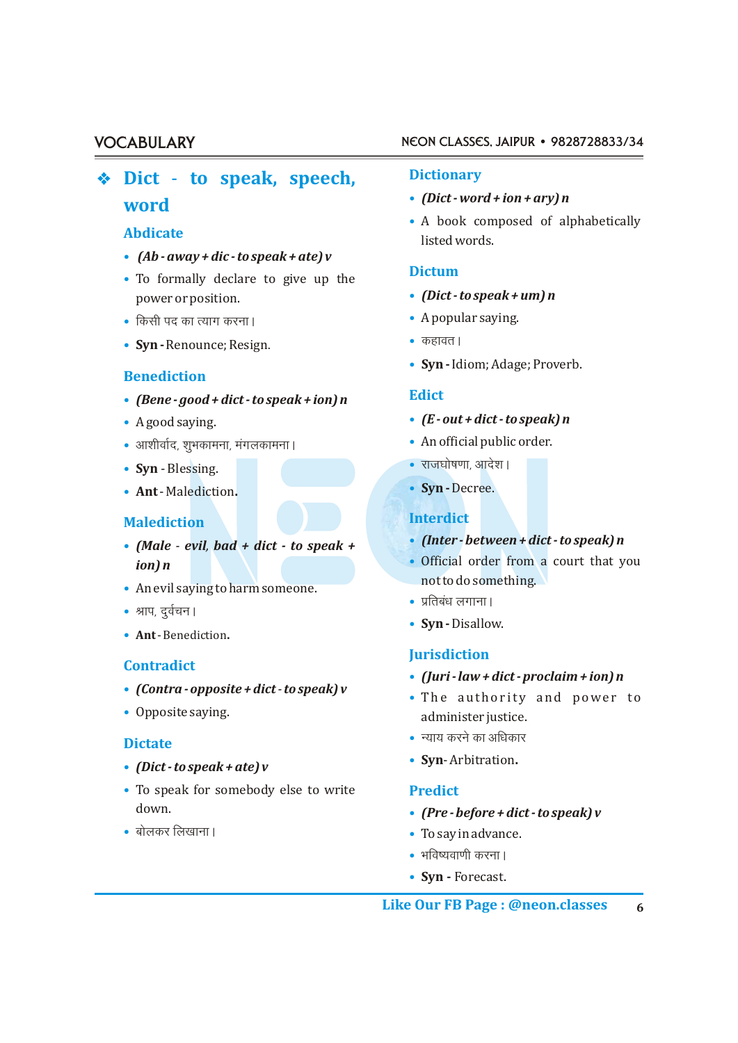## ❖ Dict - to speak, speech, word

### Abdicate

- *(Ab - away + dic - to speak + ate) v*
- To formally declare to give up the power or position.
- किसी पद का त्याग करना।
- **Syn** - Renounce; Resign.

### Benediction

- *(Bene - good + dict - to speak + ion) n*
- A good saying.
- आशीर्वाद, शुभकामना, मंगलकामना।
- **Syn** - Blessing.
- **Ant** - Malediction.

### Malediction

- *(Male - evil, bad + dict - to speak + ion) n*
- An evil saying to harm someone.
- श्राप, दुर्वचन।
- **Ant** - Benediction.

### Contradict

- *(Contra - opposite + dict - to speak) v*
- Opposite saying.

### Dictate

- *(Dict - to speak + ate) v*
- To speak for somebody else to write down.
- बोलकर लिखाना।

### Dictionary

- *(Dict - word + ion + ary) n*
- A book composed of alphabetically listed words.

### Dictum

- *(Dict - to speak + um) n*
- A popular saying.
- कहावत।
- **Syn** - Idiom; Adage; Proverb.

### Edict

- *(E - out + dict - to speak) n*
- An official public order.
- राजघोषणा, आदेश।
- **Syn** - Decree.

### Interdict

- *(Inter - between + dict - to speak) n*
- Official order from a court that you not to do something.
- प्रतिबंध लगाना।
- **Syn** - Disallow.

### Jurisdiction

- *(Juri - law + dict - proclaim + ion) n*
- The authority and power to administer justice.
- न्याय करने का अधिकार
- **Syn**- Arbitration.

### Predict

- *(Pre - before + dict - to speak) v*
- To say in advance.
- भविष्यवाणी करना।
- **Syn** - Forecast.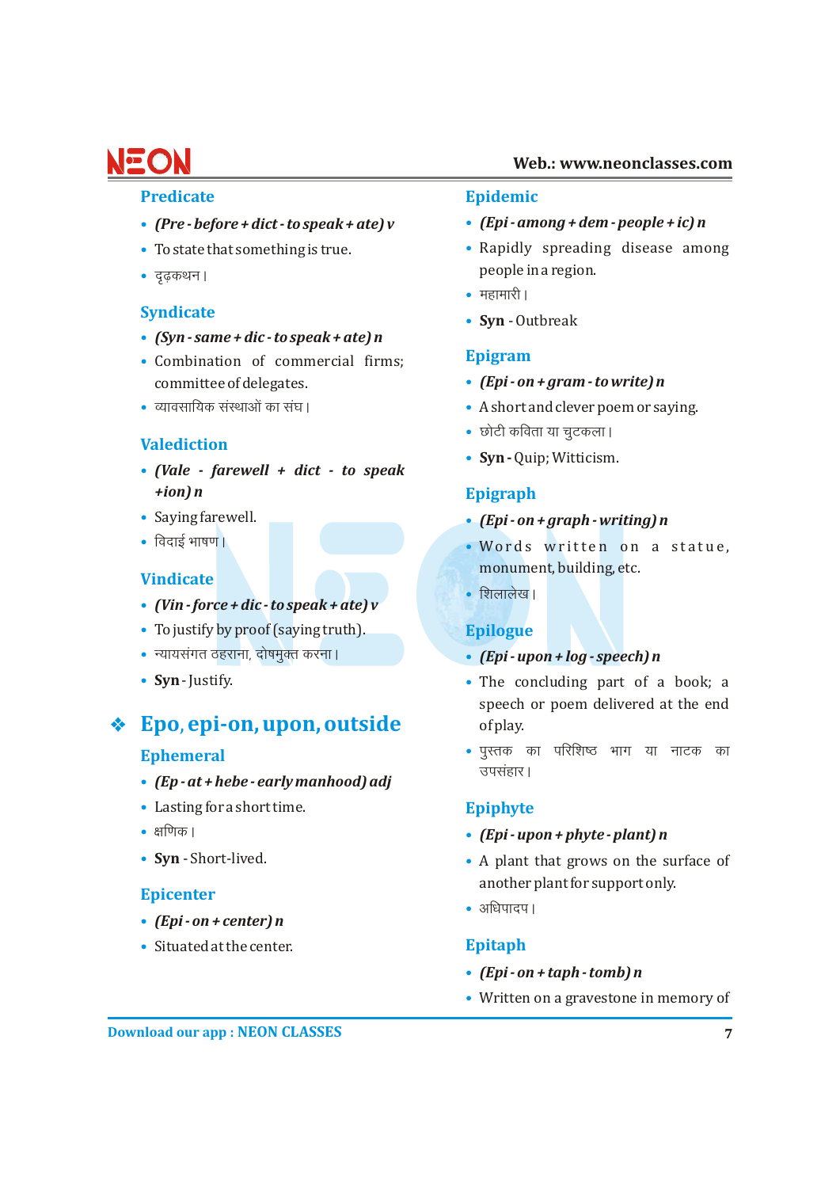### Predicate

- *(Pre - before + dict - to speak + ate) v*
- To state that something is true.
- दृढ़कथन।

### Syndicate

- *(Syn - same + dic - to speak + ate) n*
- Combination of commercial firms; committee of delegates.
- व्यावसायिक संस्थाओं का संघ।

### Valediction

- *(Vale - farewell + dict - to speak +ion) n*
- Saying farewell.
- विदाई भाषण।

### Vindicate

- *(Vin - force + dic - to speak + ate) v*
- To justify by proof (saying truth).
- न्यायसंगत ठहराना, दोषमुक्त करना।
- **Syn** - Justify.

## ❖ Epo, epi-on, upon, outside

### Ephemeral

- *(Ep - at + hebe - early manhood) adj*
- Lasting for a short time.
- क्षणिक।
- **Syn** - Short-lived.

### Epicenter

- *(Epi - on + center) n*
- Situated at the center.

### Epidemic

- *(Epi - among + dem - people + ic) n*
- Rapidly spreading disease among people in a region.
- महामारी।
- **Syn** - Outbreak

### Epigram

- *(Epi - on + gram - to write) n*
- A short and clever poem or saying.
- छोटी कविता या चुटकला।
- **Syn** - Quip; Witticism.

### Epigraph

- *(Epi - on + graph - writing) n*
- Words written on a statue, monument, building, etc.
- शिलालेख।

### Epilogue

- *(Epi - upon + log - speech) n*
- The concluding part of a book; a speech or poem delivered at the end of play.
- पुस्तक का परिशिष्ठ भाग या नाटक का उपसंहार।

### Epiphyte

- *(Epi - upon + phyte - plant) n*
- A plant that grows on the surface of another plant for support only.
- अधिपादप।

### Epitaph

- *(Epi - on + taph - tomb) n*
- Written on a gravestone in memory of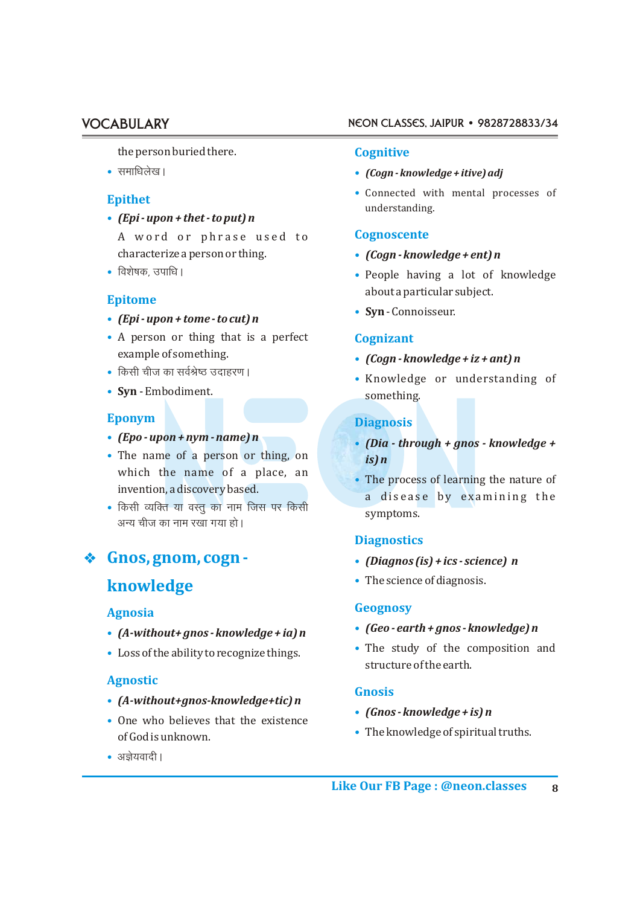the person buried there.

- समाधिलेख।

### Epithet

- ***(Epi - upon + thet - to put) n***

  A word or phrase used to characterize a person or thing.
- विशेषक, उपाधि।

### Epitome

- ***(Epi - upon + tome - to cut) n***
- A person or thing that is a perfect example of something.
- किसी चीज का सर्वश्रेष्ठ उदाहरण।
- **Syn** - Embodiment.

### Eponym

- ***(Epo - upon + nym - name) n***
- The name of a person or thing, on which the name of a place, an invention, a discovery based.
- किसी व्यक्ति या वस्तु का नाम जिस पर किसी अन्य चीज का नाम रखा गया हो।

## ❖ Gnos, gnom, cogn - knowledge

### Agnosia

- ***(A-without+ gnos - knowledge + ia) n***
- Loss of the ability to recognize things.

### Agnostic

- ***(A-without+gnos-knowledge+tic) n***
- One who believes that the existence of God is unknown.
- अज्ञेयवादी।

### Cognitive

- ***(Cogn - knowledge + itive) adj***
- Connected with mental processes of understanding.

### Cognoscente

- ***(Cogn - knowledge + ent) n***
- People having a lot of knowledge about a particular subject.
- **Syn** - Connoisseur.

### Cognizant

- ***(Cogn - knowledge + iz + ant) n***
- Knowledge or understanding of something.

### Diagnosis

- ***(Dia - through + gnos - knowledge + is) n***
- The process of learning the nature of a disease by examining the symptoms.

### Diagnostics

- ***(Diagnos (is) + ics - science) n***
- The science of diagnosis.

### Geognosy

- ***(Geo - earth + gnos - knowledge) n***
- The study of the composition and structure of the earth.

### Gnosis

- ***(Gnos - knowledge + is) n***
- The knowledge of spiritual truths.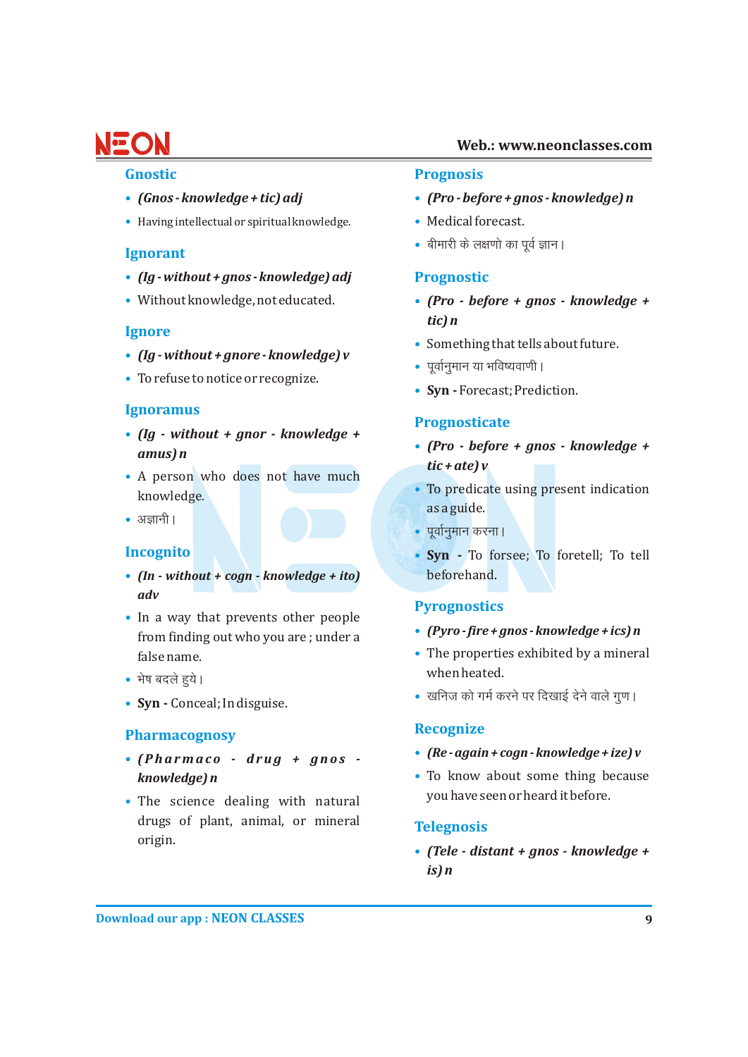### Gnostic

- *(Gnos - knowledge + tic) adj*
- Having intellectual or spiritual knowledge.

### Ignorant

- *(Ig - without + gnos - knowledge) adj*
- Without knowledge, not educated.

### Ignore

- *(Ig - without + gnore - knowledge) v*
- To refuse to notice or recognize.

### Ignoramus

- *(Ig - without + gnor - knowledge + amus) n*
- A person who does not have much knowledge.
- अज्ञानी।

### Incognito

- *(In - without + cogn - knowledge + ito) adv*
- In a way that prevents other people from finding out who you are ; under a false name.
- भेष बदले हुये।
- **Syn -** Conceal; In disguise.

### Pharmacognosy

- *(Pharmaco - drug + gnos - knowledge) n*
- The science dealing with natural drugs of plant, animal, or mineral origin.

### Prognosis

- *(Pro - before + gnos - knowledge) n*
- Medical forecast.
- बीमारी के लक्षणो का पूर्व ज्ञान।

### Prognostic

- *(Pro - before + gnos - knowledge + tic) n*
- Something that tells about future.
- पूर्वानुमान या भविष्यवाणी।
- **Syn -** Forecast; Prediction.

### Prognosticate

- *(Pro - before + gnos - knowledge + tic + ate) v*
- To predicate using present indication as a guide.
- पूर्वानुमान करना।
- **Syn -** To forsee; To foretell; To tell beforehand.

### Pyrognostics

- *(Pyro - fire + gnos - knowledge + ics) n*
- The properties exhibited by a mineral when heated.
- खनिज को गर्म करने पर दिखाई देने वाले गुण।

### Recognize

- *(Re - again + cogn - knowledge + ize) v*
- To know about some thing because you have seen or heard it before.

### Telegnosis

- *(Tele - distant + gnos - knowledge + is) n*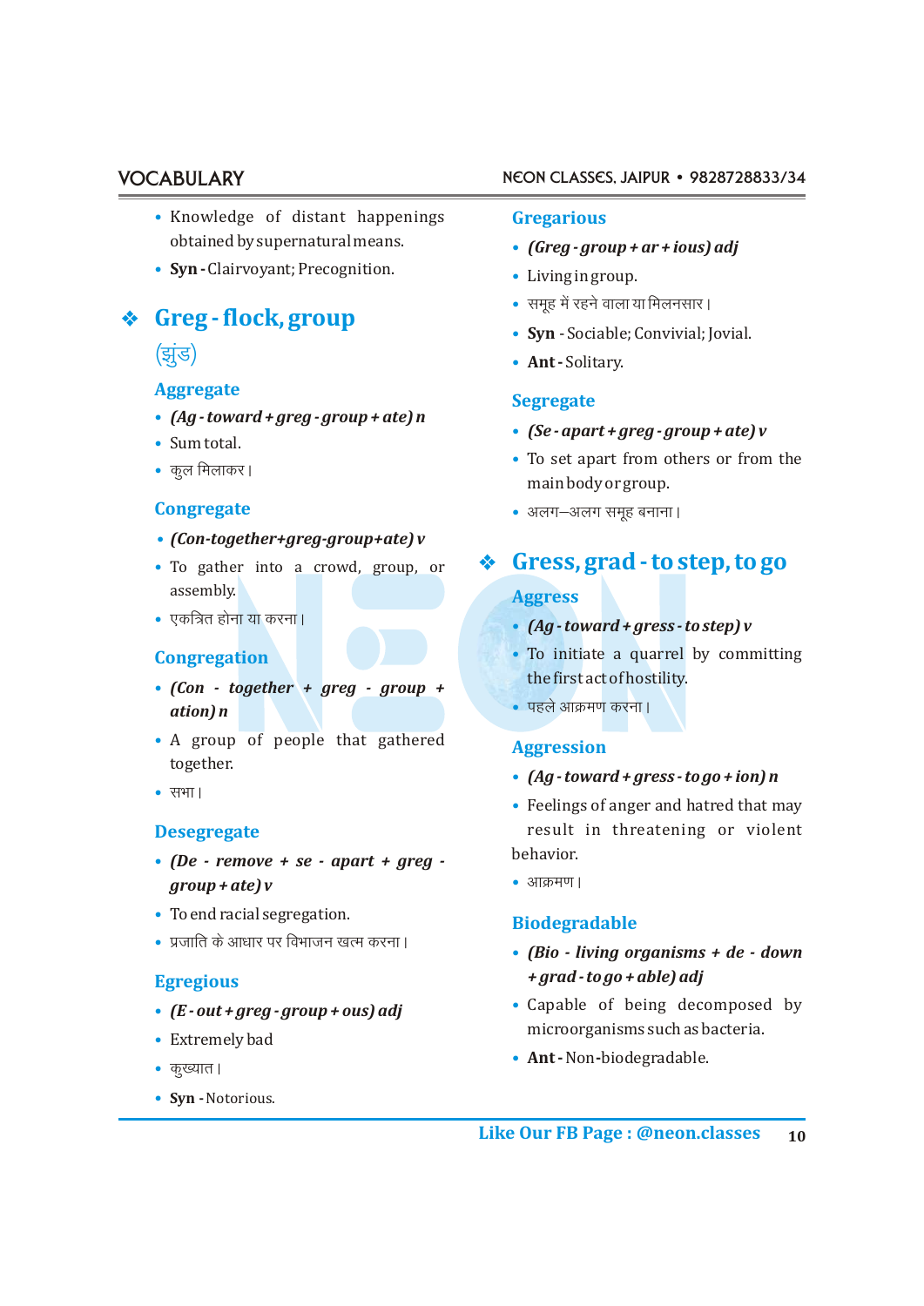- Knowledge of distant happenings obtained by supernatural means.
- **Syn -** Clairvoyant; Precognition.

## ❖ Greg - flock, group

(झुंड)

### Aggregate

- ***(Ag - toward + greg - group + ate) n***
- Sum total.
- कुल मिलाकर।

### Congregate

- ***(Con-together+greg-group+ate) v***
- To gather into a crowd, group, or assembly.
- एकत्रित होना या करना।

### Congregation

- ***(Con - together + greg - group + ation) n***
- A group of people that gathered together.
- सभा।

### Desegregate

- ***(De - remove + se - apart + greg - group + ate) v***
- To end racial segregation.
- प्रजाति के आधार पर विभाजन खत्म करना।

### Egregious

- ***(E - out + greg - group + ous) adj***
- Extremely bad
- कुख्यात।
- **Syn -** Notorious.

### Gregarious

- ***(Greg - group + ar + ious) adj***
- Living in group.
- समूह में रहने वाला या मिलनसार।
- **Syn** - Sociable; Convivial; Jovial.
- **Ant -** Solitary.

### Segregate

- ***(Se - apart + greg - group + ate) v***
- To set apart from others or from the main body or group.
- अलग–अलग समूह बनाना।

## ❖ Gress, grad - to step, to go

### Aggress

- ***(Ag - toward + gress - to step) v***
- To initiate a quarrel by committing the first act of hostility.
- पहले आक्रमण करना।

### Aggression

- ***(Ag - toward + gress - to go + ion) n***
- Feelings of anger and hatred that may result in threatening or violent behavior.
- आक्रमण।

### Biodegradable

- ***(Bio - living organisms + de - down + grad - to go + able) adj***
- Capable of being decomposed by microorganisms such as bacteria.
- **Ant -** Non-biodegradable.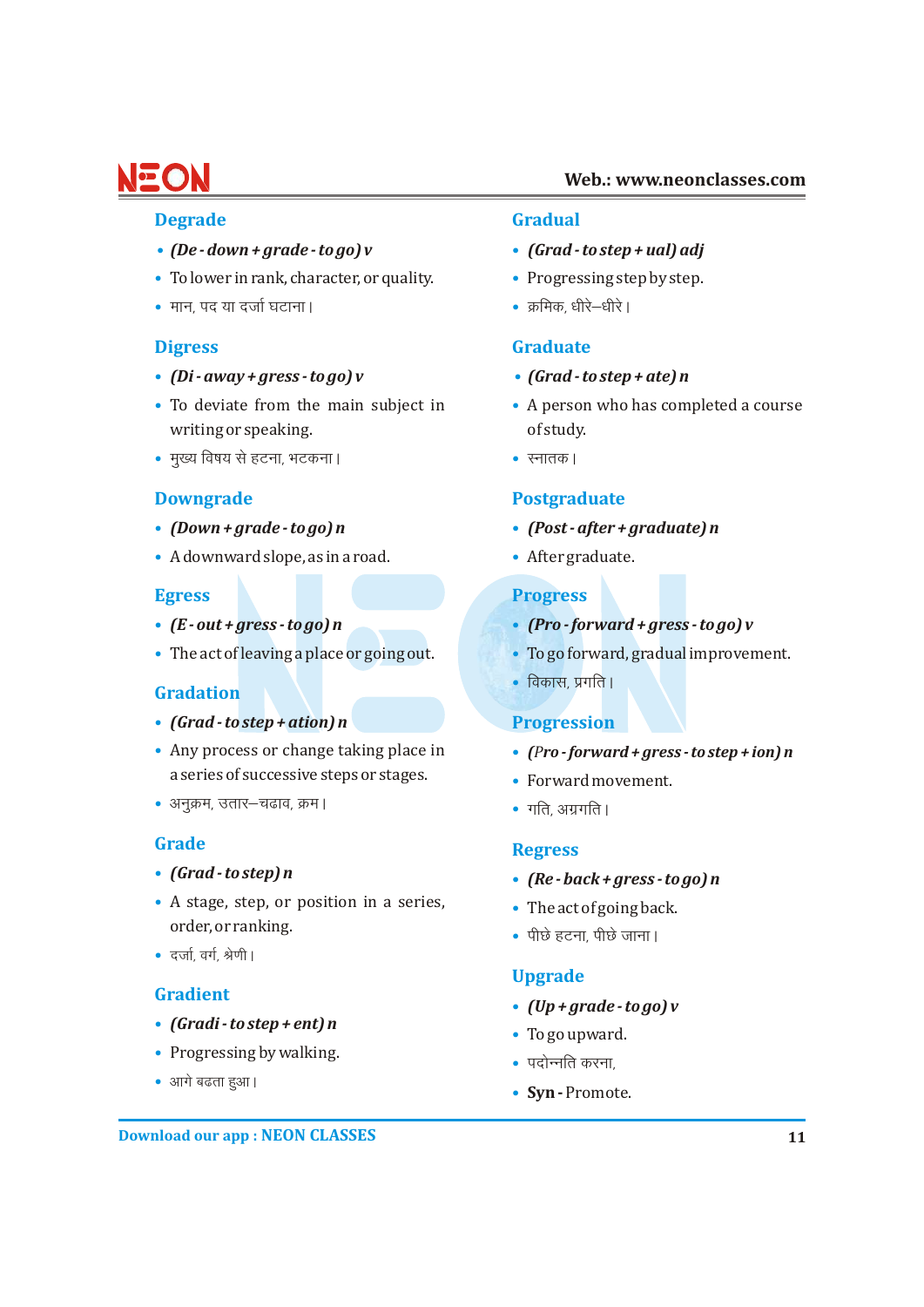### Degrade

- *(De - down + grade - to go) v*
- To lower in rank, character, or quality.
- मान, पद या दर्जा घटाना।

### Digress

- *(Di - away + gress - to go) v*
- To deviate from the main subject in writing or speaking.
- मुख्य विषय से हटना, भटकना।

### Downgrade

- *(Down + grade - to go) n*
- A downward slope, as in a road.

### Egress

- *(E - out + gress - to go) n*
- The act of leaving a place or going out.

### Gradation

- *(Grad - to step + ation) n*
- Any process or change taking place in a series of successive steps or stages.
- अनुक्रम, उतार–चढाव, क्रम।

### Grade

- *(Grad - to step) n*
- A stage, step, or position in a series, order, or ranking.
- दर्जा, वर्ग, श्रेणी।

### Gradient

- *(Gradi - to step + ent) n*
- Progressing by walking.
- आगे बढता हुआ।

### Gradual

- *(Grad - to step + ual) adj*
- Progressing step by step.
- क्रमिक, धीरे–धीरे।

### Graduate

- *(Grad - to step + ate) n*
- A person who has completed a course of study.
- स्नातक।

### Postgraduate

- *(Post - after + graduate) n*
- After graduate.

### Progress

- *(Pro - forward + gress - to go) v*
- To go forward, gradual improvement.
- विकास, प्रगति।

### Progression

- *(Pro - forward + gress - to step + ion) n*
- Forward movement.
- गति, अग्रगति।

### Regress

- *(Re - back + gress - to go) n*
- The act of going back.
- पीछे हटना, पीछे जाना।

### Upgrade

- *(Up + grade - to go) v*
- To go upward.
- पदोन्नति करना,
- **Syn -** Promote.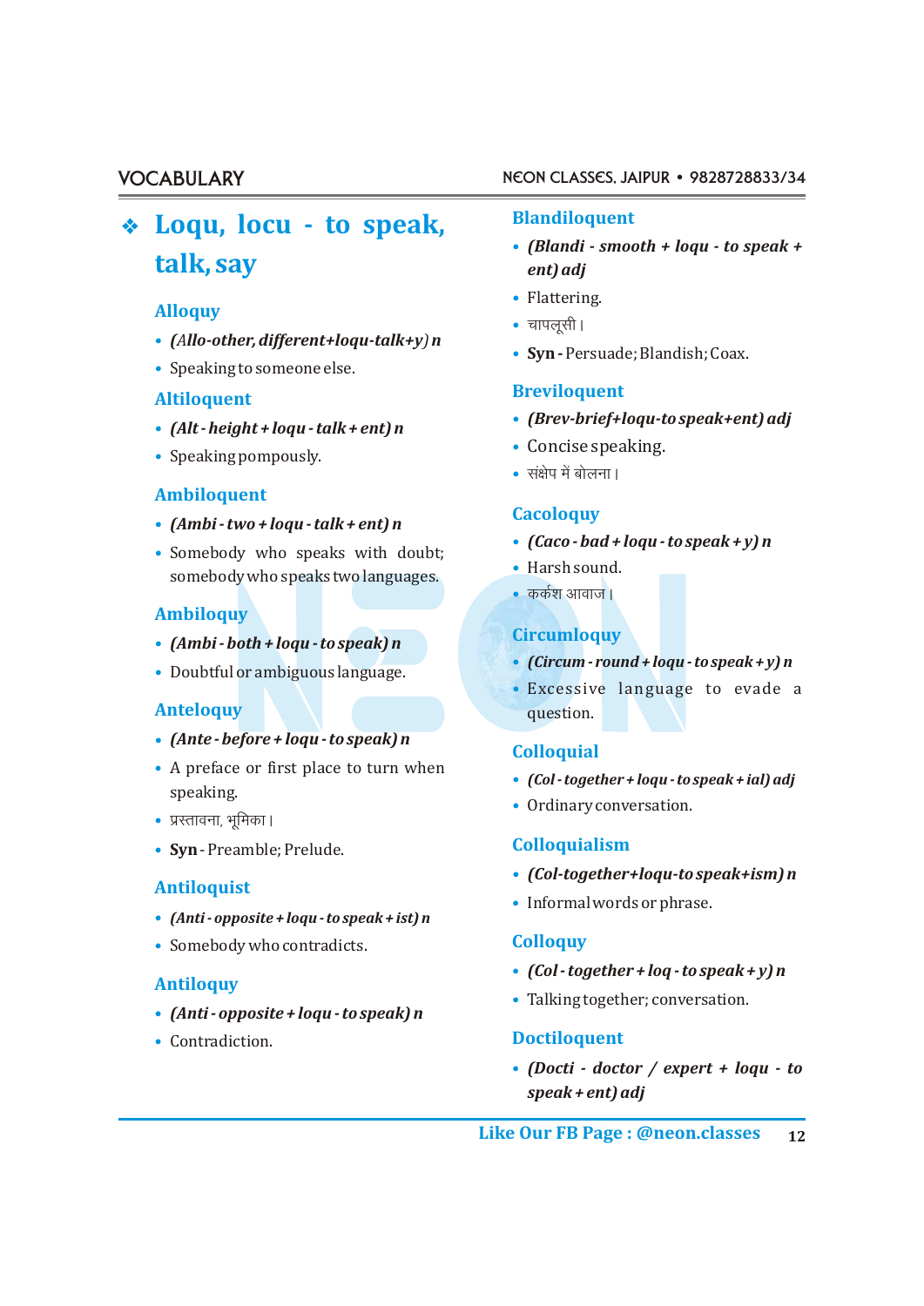## ❖ Loqu, locu - to speak, talk, say

### Alloquy

- *(Allo-other, different+loqu-talk+y)* **n**
- Speaking to someone else.

### Altiloquent

- *(Alt - height + loqu - talk + ent)* **n**
- Speaking pompously.

### Ambiloquent

- *(Ambi - two + loqu - talk + ent)* **n**
- Somebody who speaks with doubt; somebody who speaks two languages.

### Ambiloquy

- *(Ambi - both + loqu - to speak)* **n**
- Doubtful or ambiguous language.

### Anteloquy

- *(Ante - before + loqu - to speak)* **n**
- A preface or first place to turn when speaking.
- प्रस्तावना, भूमिका।
- **Syn** - Preamble; Prelude.

### Antiloquist

- *(Anti - opposite + loqu - to speak + ist)* **n**
- Somebody who contradicts.

### Antiloquy

- *(Anti - opposite + loqu - to speak)* **n**
- Contradiction.

### Blandiloquent

- *(Blandi - smooth + loqu - to speak + ent)* **adj**
- Flattering.
- चापलूसी।
- **Syn** - Persuade; Blandish; Coax.

### Breviloquent

- *(Brev-brief+loqu-to speak+ent)* **adj**
- Concise speaking.
- संक्षेप में बोलना।

### Cacoloquy

- *(Caco - bad + loqu - to speak + y)* **n**
- Harsh sound.
- कर्कश आवाज।

### Circumloquy

- *(Circum - round + loqu - to speak + y)* **n**
- Excessive language to evade a question.

### Colloquial

- *(Col - together + loqu - to speak + ial)* **adj**
- Ordinary conversation.

### Colloquialism

- *(Col-together+loqu-to speak+ism)* **n**
- Informal words or phrase.

### Colloquy

- *(Col - together + loq - to speak + y)* **n**
- Talking together; conversation.

### Doctiloquent

- *(Docti - doctor / expert + loqu - to speak + ent)* **adj**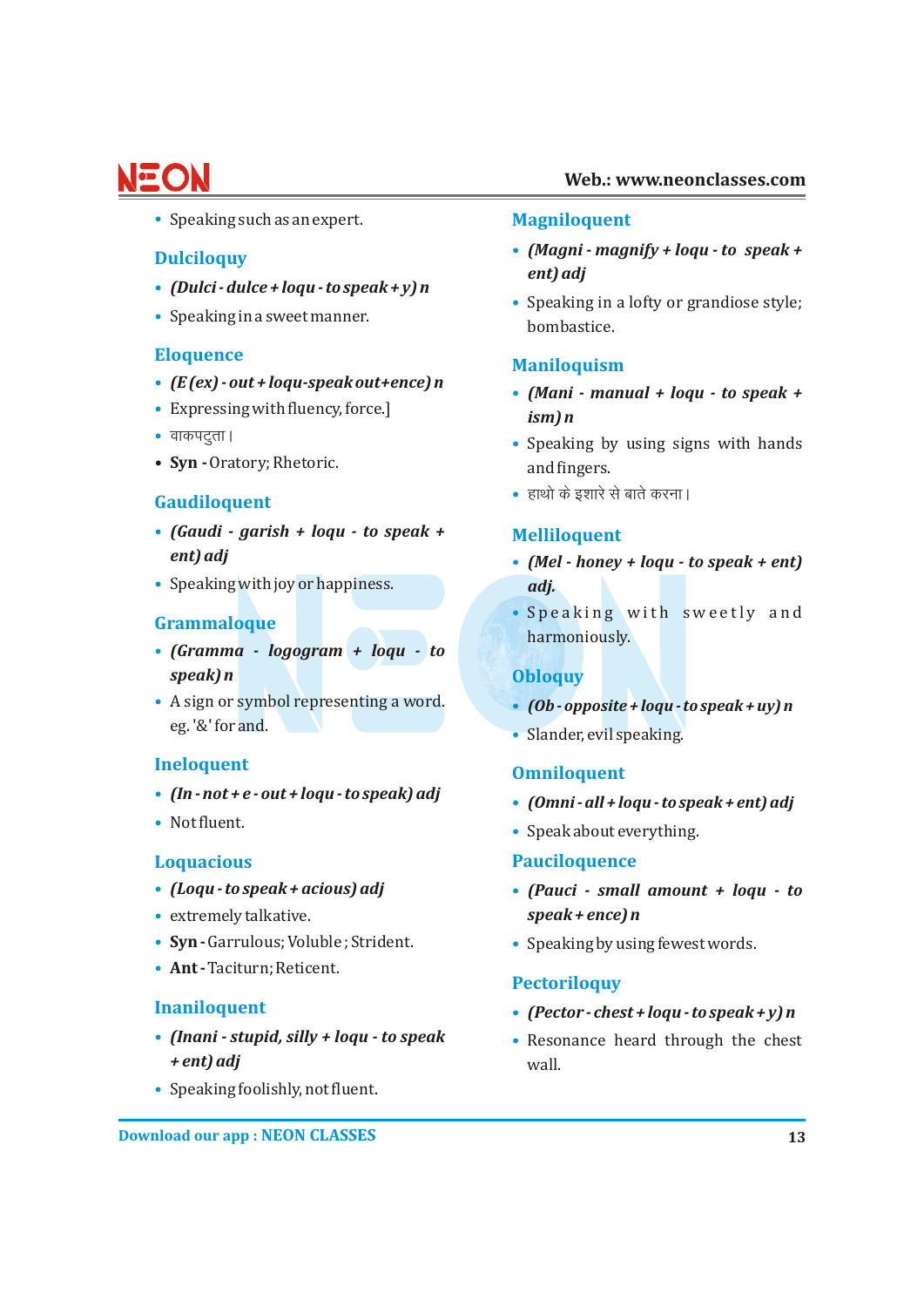- Speaking such as an expert.

### Dulciloquy

- *(Dulci - dulce + loqu - to speak + y) n*
- Speaking in a sweet manner.

### Eloquence

- *(E (ex) - out + loqu-speak out+ence) n*
- Expressing with fluency, force.]
- वाकपटुता।
- **Syn -** Oratory; Rhetoric.

### Gaudiloquent

- *(Gaudi - garish + loqu - to speak + ent) adj*
- Speaking with joy or happiness.

### Grammaloque

- *(Gramma - logogram + loqu - to speak) n*
- A sign or symbol representing a word. eg. '&' for and.

### Ineloquent

- *(In - not + e - out + loqu - to speak) adj*
- Not fluent.

### Loquacious

- *(Loqu - to speak + acious) adj*
- extremely talkative.
- **Syn -** Garrulous; Voluble ; Strident.
- **Ant -** Taciturn; Reticent.

### Inaniloquent

- *(Inani - stupid, silly + loqu - to speak + ent) adj*
- Speaking foolishly, not fluent.

### Magniloquent

- *(Magni - magnify + loqu - to speak + ent) adj*
- Speaking in a lofty or grandiose style; bombastice.

### Maniloquism

- *(Mani - manual + loqu - to speak + ism) n*
- Speaking by using signs with hands and fingers.
- हाथो के इशारे से बाते करना।

### Melliloquent

- *(Mel - honey + loqu - to speak + ent) adj.*
- Speaking with sweetly and harmoniously.

### Obloquy

- *(Ob - opposite + loqu - to speak + uy) n*
- Slander, evil speaking.

### Omniloquent

- *(Omni - all + loqu - to speak + ent) adj*
- Speak about everything.

### Pauciloquence

- *(Pauci - small amount + loqu - to speak + ence) n*
- Speaking by using fewest words.

### Pectoriloquy

- *(Pector - chest + loqu - to speak + y) n*
- Resonance heard through the chest wall.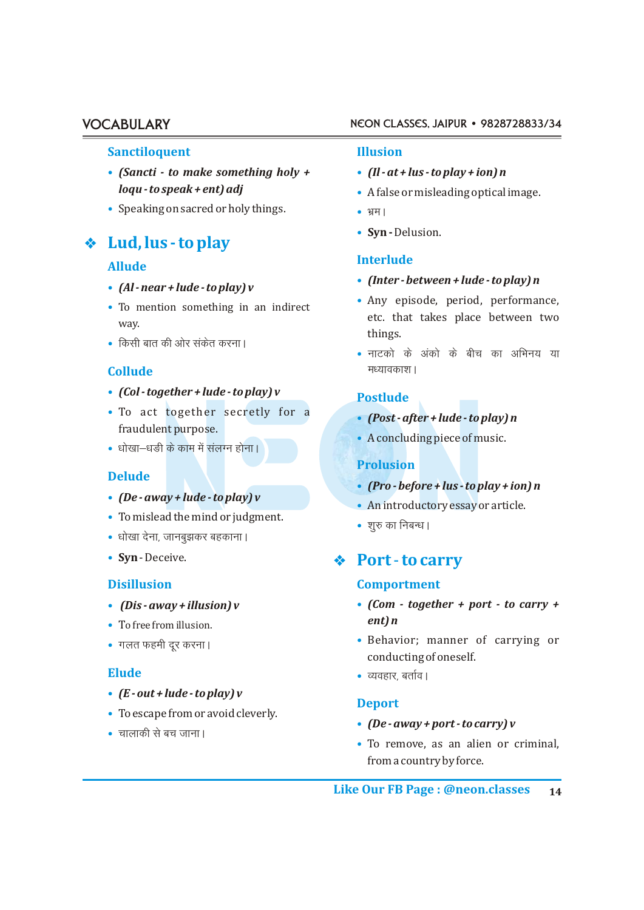### Sanctiloquent

- *(Sancti - to make something holy + loqu - to speak + ent) adj*
- Speaking on sacred or holy things.

## ❖ Lud, lus - to play

### Allude

- *(Al - near + lude - to play) v*
- To mention something in an indirect way.
- किसी बात की ओर संकेत करना।

### Collude

- *(Col - together + lude - to play) v*
- To act together secretly for a fraudulent purpose.
- धोखा–धडी के काम में संलग्न होना।

### Delude

- *(De - away + lude - to play) v*
- To mislead the mind or judgment.
- धोखा देना, जानबुझकर बहकाना।
- **Syn** - Deceive.

### Disillusion

- *(Dis - away + illusion) v*
- To free from illusion.
- गलत फहमी दूर करना।

### Elude

- *(E - out + lude - to play) v*
- To escape from or avoid cleverly.
- चालाकी से बच जाना।

### Illusion

- *(Il - at + lus - to play + ion) n*
- A false or misleading optical image.
- भ्रम।
- **Syn** - Delusion.

### Interlude

- *(Inter - between + lude - to play) n*
- Any episode, period, performance, etc. that takes place between two things.
- नाटको के अंको के बीच का अभिनय या मध्यावकाश।

### Postlude

- *(Post - after + lude - to play) n*
- A concluding piece of music.

### Prolusion

- *(Pro - before + lus - to play + ion) n*
- An introductory essay or article.
- शुरु का निबन्ध।

## ❖ Port - to carry

### Comportment

- *(Com - together + port - to carry + ent) n*
- Behavior; manner of carrying or conducting of oneself.
- व्यवहार, बर्ताव।

### Deport

- *(De - away + port - to carry) v*
- To remove, as an alien or criminal, from a country by force.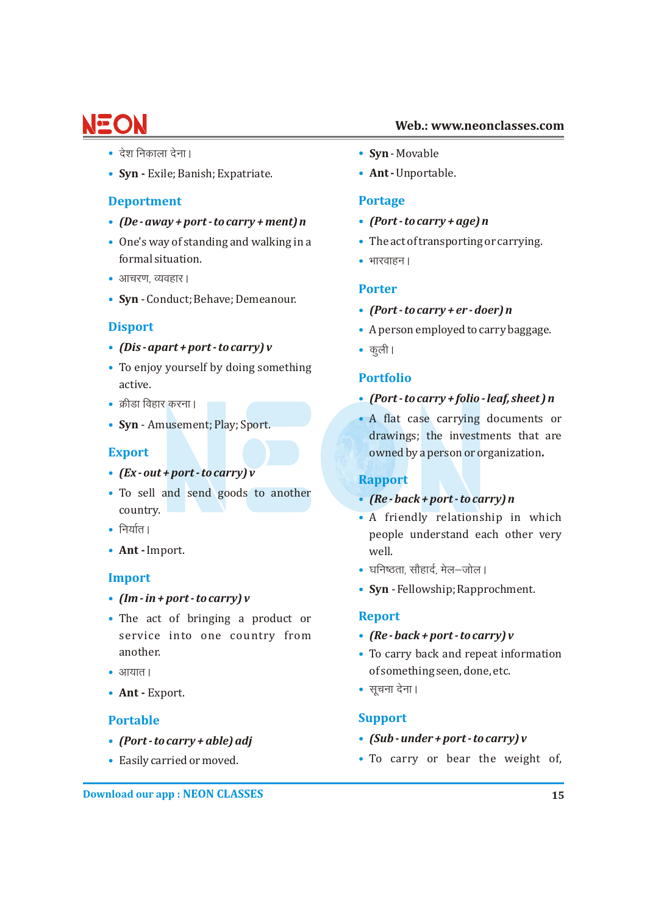- देश निकाला देना।
- **Syn -** Exile; Banish; Expatriate.

### Deportment

- ***(De - away + port - to carry + ment) n***
- One's way of standing and walking in a formal situation.
- आचरण, व्यवहार।
- **Syn** - Conduct; Behave; Demeanour.

### Disport

- ***(Dis - apart + port - to carry) v***
- To enjoy yourself by doing something active.
- क्रीडा विहार करना।
- **Syn** - Amusement; Play; Sport.

### Export

- ***(Ex - out + port - to carry) v***
- To sell and send goods to another country.
- निर्यात।
- **Ant -** Import.

### Import

- ***(Im - in + port - to carry) v***
- The act of bringing a product or service into one country from another.
- आयात।
- **Ant -** Export.

### Portable

- ***(Port - to carry + able) adj***
- Easily carried or moved.
- **Syn** - Movable
- **Ant -** Unportable.

### Portage

- ***(Port - to carry + age) n***
- The act of transporting or carrying.
- भारवाहन।

### Porter

- ***(Port - to carry + er - doer) n***
- A person employed to carry baggage.
- कुली।

### Portfolio

- ***(Port - to carry + folio - leaf, sheet) n***
- A flat case carrying documents or drawings; the investments that are owned by a person or organization.

### Rapport

- ***(Re - back + port - to carry) n***
- A friendly relationship in which people understand each other very well.
- घनिष्ठता, सौहार्द, मेल–जोल।
- **Syn** - Fellowship; Rapprochment.

### Report

- ***(Re - back + port - to carry) v***
- To carry back and repeat information of something seen, done, etc.
- सूचना देना।

### Support

- ***(Sub - under + port - to carry) v***
- To carry or bear the weight of,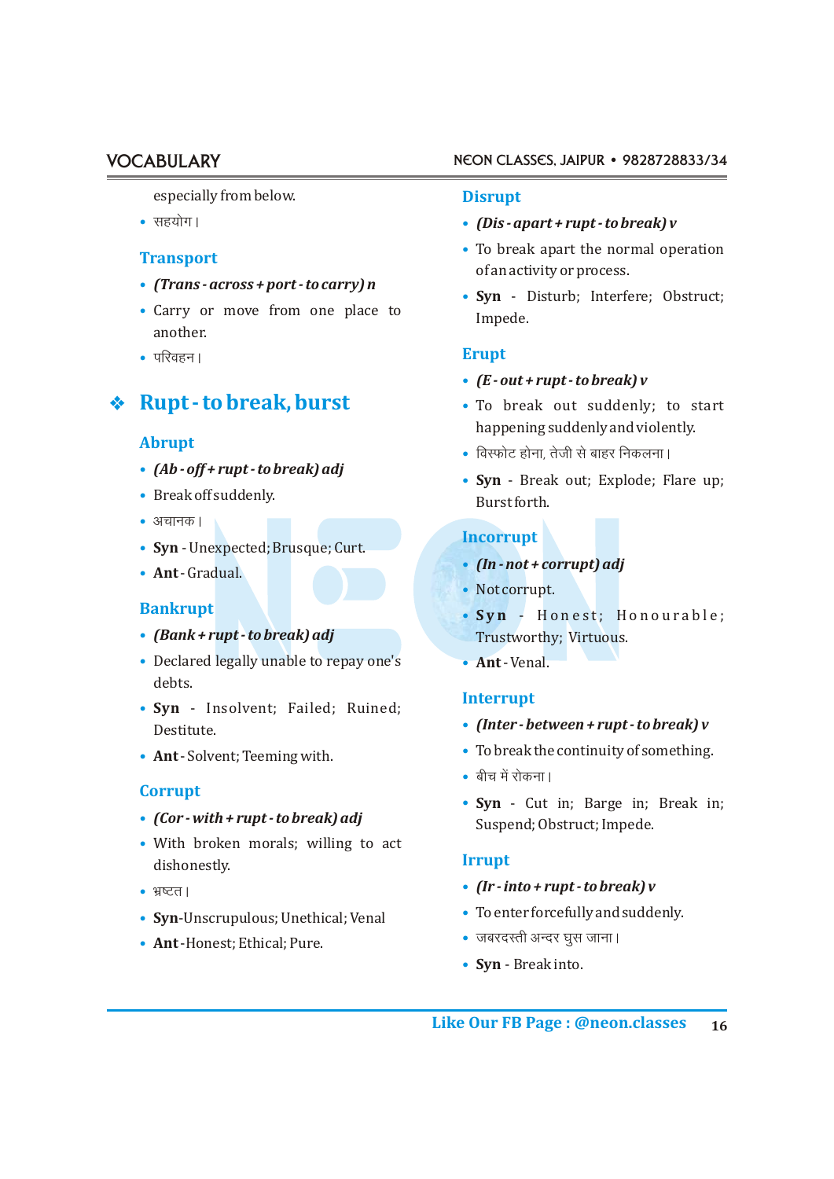especially from below.

- सहयोग।

### Transport

- ***(Trans - across + port - to carry) n***
- Carry or move from one place to another.
- परिवहन।

## ❖ Rupt - to break, burst

### Abrupt

- ***(Ab - off + rupt - to break) adj***
- Break off suddenly.
- अचानक।
- **Syn** - Unexpected; Brusque; Curt.
- **Ant** - Gradual.

### Bankrupt

- ***(Bank + rupt - to break) adj***
- Declared legally unable to repay one's debts.
- **Syn** - Insolvent; Failed; Ruined; Destitute.
- **Ant** - Solvent; Teeming with.

### Corrupt

- ***(Cor - with + rupt - to break) adj***
- With broken morals; willing to act dishonestly.
- भ्रष्टत।
- **Syn**-Unscrupulous; Unethical; Venal
- **Ant**-Honest; Ethical; Pure.

### Disrupt

- ***(Dis - apart + rupt - to break) v***
- To break apart the normal operation of an activity or process.
- **Syn** - Disturb; Interfere; Obstruct; Impede.

### Erupt

- ***(E - out + rupt - to break) v***
- To break out suddenly; to start happening suddenly and violently.
- विस्फोट होना, तेजी से बाहर निकलना।
- **Syn** - Break out; Explode; Flare up; Burst forth.

### Incorrupt

- ***(In - not + corrupt) adj***
- Not corrupt.
- **Syn** - Honest; Honourable; Trustworthy; Virtuous.
- **Ant** - Venal.

### Interrupt

- ***(Inter - between + rupt - to break) v***
- To break the continuity of something.
- बीच में रोकना।
- **Syn** - Cut in; Barge in; Break in; Suspend; Obstruct; Impede.

### Irrupt

- ***(Ir - into + rupt - to break) v***
- To enter forcefully and suddenly.
- जबरदस्ती अन्दर घुस जाना।
- **Syn** - Break into.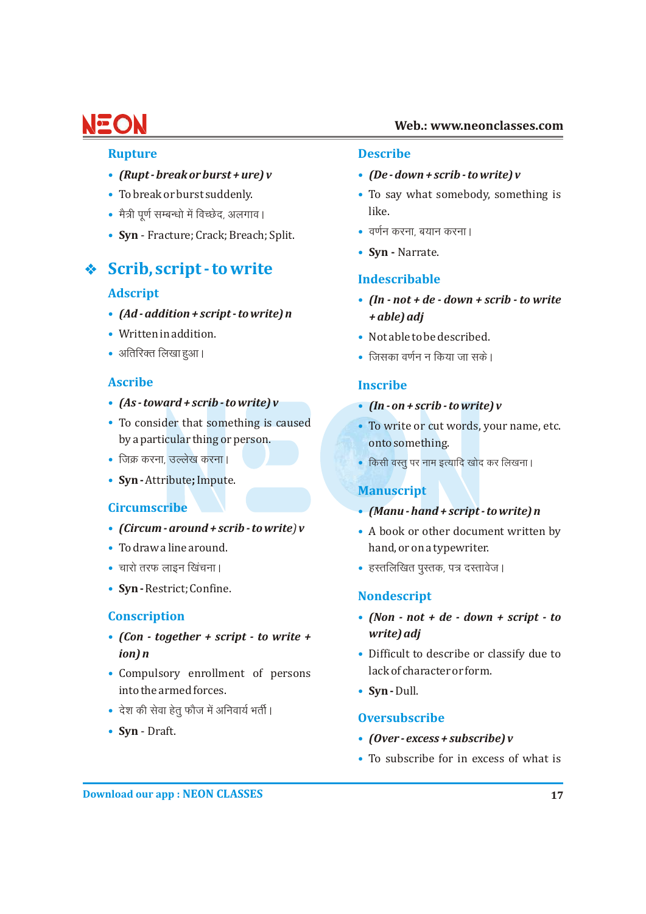### Rupture

- *(Rupt - break or burst + ure) v*
- To break or burst suddenly.
- मैत्री पूर्ण सम्बन्धो में विच्छेद, अलगाव।
- **Syn** - Fracture; Crack; Breach; Split.

## ❖ Scrib, script - to write

### Adscript

- *(Ad - addition + script - to write) n*
- Written in addition.
- अतिरिक्त लिखा हुआ।

### Ascribe

- *(As - toward + scrib - to write) v*
- To consider that something is caused by a particular thing or person.
- जिक्र करना, उल्लेख करना।
- **Syn** - Attribute; Impute.

### Circumscribe

- *(Circum - around + scrib - to write) v*
- To draw a line around.
- चारो तरफ लाइन खिंचना।
- **Syn** - Restrict; Confine.

### Conscription

- *(Con - together + script - to write + ion) n*
- Compulsory enrollment of persons into the armed forces.
- देश की सेवा हेतु फौज में अनिवार्य भर्ती।
- **Syn** - Draft.

### Describe

- *(De - down + scrib - to write) v*
- To say what somebody, something is like.
- वर्णन करना, बयान करना।
- **Syn** - Narrate.

### Indescribable

- *(In - not + de - down + scrib - to write + able) adj*
- Not able to be described.
- जिसका वर्णन न किया जा सके।

### Inscribe

- *(In - on + scrib - to write) v*
- To write or cut words, your name, etc. onto something.
- किसी वस्तु पर नाम इत्यादि खोद कर लिखना।

### Manuscript

- *(Manu - hand + script - to write) n*
- A book or other document written by hand, or on a typewriter.
- हस्तलिखित पुस्तक, पत्र दस्तावेज।

### Nondescript

- *(Non - not + de - down + script - to write) adj*
- Difficult to describe or classify due to lack of character or form.
- **Syn** - Dull.

### Oversubscribe

- *(Over - excess + subscribe) v*
- To subscribe for in excess of what is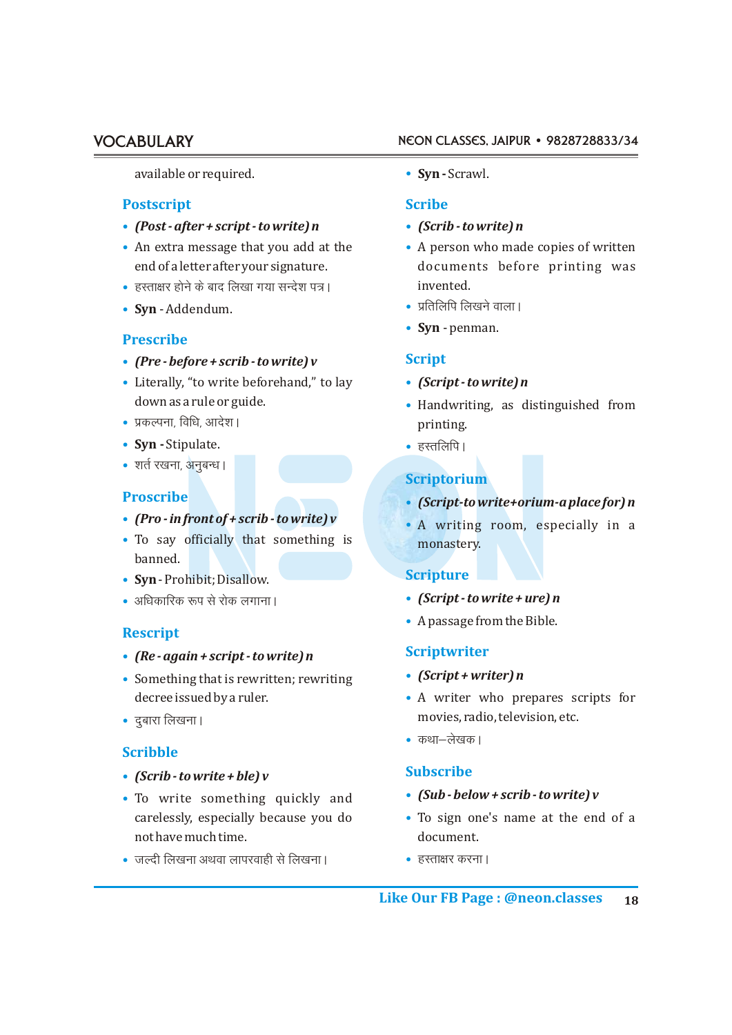available or required.

### Postscript

- *(Post - after + script - to write) n*
- An extra message that you add at the end of a letter after your signature.
- हस्ताक्षर होने के बाद लिखा गया सन्देश पत्र।
- **Syn** - Addendum.

### Prescribe

- *(Pre - before + scrib - to write) v*
- Literally, "to write beforehand," to lay down as a rule or guide.
- प्रकल्पना, विधि, आदेश।
- **Syn** - Stipulate.
- शर्त रखना, अनुबन्ध।

### Proscribe

- *(Pro - in front of + scrib - to write) v*
- To say officially that something is banned.
- **Syn** - Prohibit; Disallow.
- अधिकारिक रूप से रोक लगाना।

### Rescript

- *(Re - again + script - to write) n*
- Something that is rewritten; rewriting decree issued by a ruler.
- दुबारा लिखना।

### Scribble

- *(Scrib - to write + ble) v*
- To write something quickly and carelessly, especially because you do not have much time.
- जल्दी लिखना अथवा लापरवाही से लिखना।
- **Syn** - Scrawl.

### Scribe

- *(Scrib - to write) n*
- A person who made copies of written documents before printing was invented.
- प्रतिलिपि लिखने वाला।
- **Syn** - penman.

### Script

- *(Script - to write) n*
- Handwriting, as distinguished from printing.
- हस्तलिपि।

### Scriptorium

- *(Script-to write+orium-a place for) n*
- A writing room, especially in a monastery.

### Scripture

- *(Script - to write + ure) n*
- A passage from the Bible.

### Scriptwriter

- *(Script + writer) n*
- A writer who prepares scripts for movies, radio, television, etc.
- कथा–लेखक।

### Subscribe

- *(Sub - below + scrib - to write) v*
- To sign one's name at the end of a document.
- हस्ताक्षर करना।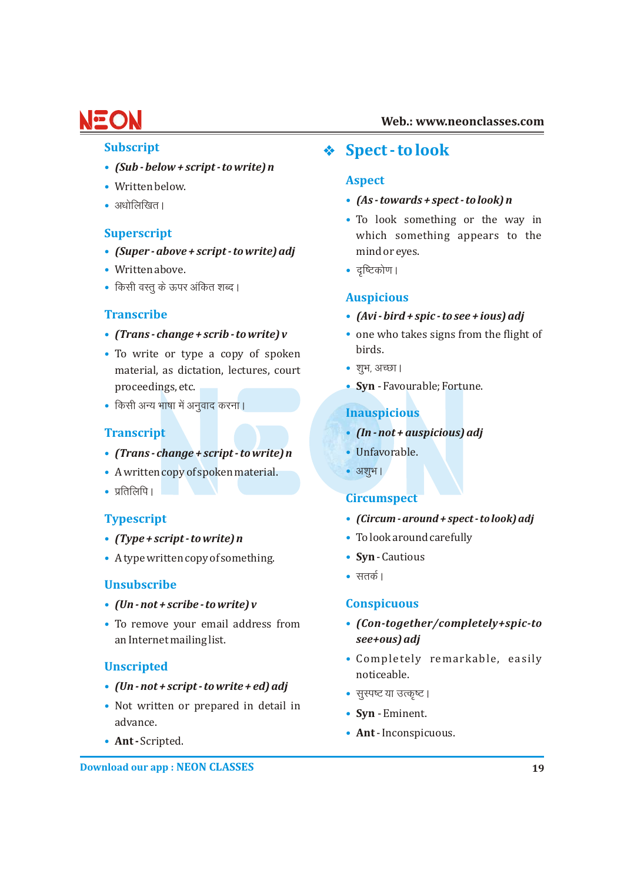### Subscript

- *(Sub - below + script - to write) n*
- Written below.
- अधोलिखित।

### Superscript

- *(Super - above + script - to write) adj*
- Written above.
- किसी वस्तु के ऊपर अंकित शब्द।

### Transcribe

- *(Trans - change + scrib - to write) v*
- To write or type a copy of spoken material, as dictation, lectures, court proceedings, etc.
- किसी अन्य भाषा में अनुवाद करना।

### Transcript

- *(Trans - change + script - to write) n*
- A written copy of spoken material.
- प्रतिलिपि।

### Typescript

- *(Type + script - to write) n*
- A typewritten copy of something.

### Unsubscribe

- *(Un - not + scribe - to write) v*
- To remove your email address from an Internet mailing list.

### Unscripted

- *(Un - not + script - to write + ed) adj*
- Not written or prepared in detail in advance.
- **Ant** - Scripted.

## ❖ Spect - to look

### Aspect

- *(As - towards + spect - to look) n*
- To look something or the way in which something appears to the mind or eyes.
- दृष्टिकोण।

### Auspicious

- *(Avi - bird + spic - to see + ious) adj*
- one who takes signs from the flight of birds.
- शुभ, अच्छा।
- **Syn** - Favourable; Fortune.

### Inauspicious

- *(In - not + auspicious) adj*
- Unfavorable.
- अशुभ।

### Circumspect

- *(Circum - around + spect - to look) adj*
- To look around carefully
- **Syn** - Cautious
- सतर्क।

### Conspicuous

- *(Con-together/completely+spic-to see+ous) adj*
- Completely remarkable, easily noticeable.
- सुस्पष्ट या उत्कृष्ट।
- **Syn** - Eminent.
- **Ant** - Inconspicuous.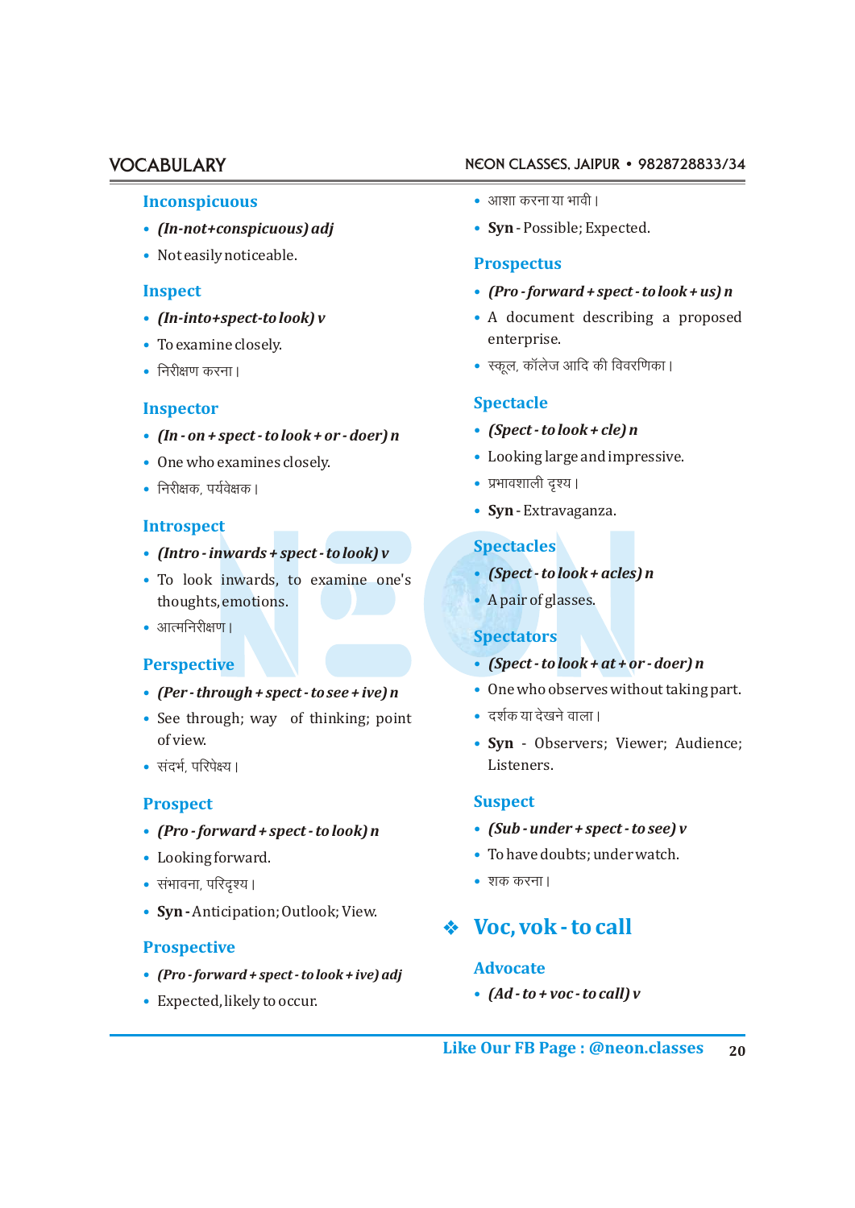### Inconspicuous

- *(In-not+conspicuous) adj*
- Not easily noticeable.

### Inspect

- *(In-into+spect-to look) v*
- To examine closely.
- निरीक्षण करना।

### Inspector

- *(In - on + spect - to look + or - doer) n*
- One who examines closely.
- निरीक्षक, पर्यवेक्षक।

### Introspect

- *(Intro - inwards + spect - to look) v*
- To look inwards, to examine one's thoughts, emotions.
- आत्मनिरीक्षण।

### Perspective

- *(Per - through + spect - to see + ive) n*
- See through; way of thinking; point of view.
- संदर्भ, परिपेक्ष्य।

### Prospect

- *(Pro - forward + spect - to look) n*
- Looking forward.
- संभावना, परिदृश्य।
- **Syn** - Anticipation; Outlook; View.

### Prospective

- *(Pro - forward + spect - to look + ive) adj*
- Expected, likely to occur.
- आशा करना या भावी।
- **Syn** - Possible; Expected.

### Prospectus

- *(Pro - forward + spect - to look + us) n*
- A document describing a proposed enterprise.
- स्कूल, कॉलेज आदि की विवरणिका।

### Spectacle

- *(Spect - to look + cle) n*
- Looking large and impressive.
- प्रभावशाली दृश्य।
- **Syn** - Extravaganza.

### Spectacles

- *(Spect - to look + acles) n*
- A pair of glasses.

### Spectators

- *(Spect - to look + at + or - doer) n*
- One who observes without taking part.
- दर्शक या देखने वाला।
- **Syn** - Observers; Viewer; Audience; Listeners.

### Suspect

- *(Sub - under + spect - to see) v*
- To have doubts; under watch.
- शक करना।

## ❖ Voc, vok - to call

### Advocate

- *(Ad - to + voc - to call) v*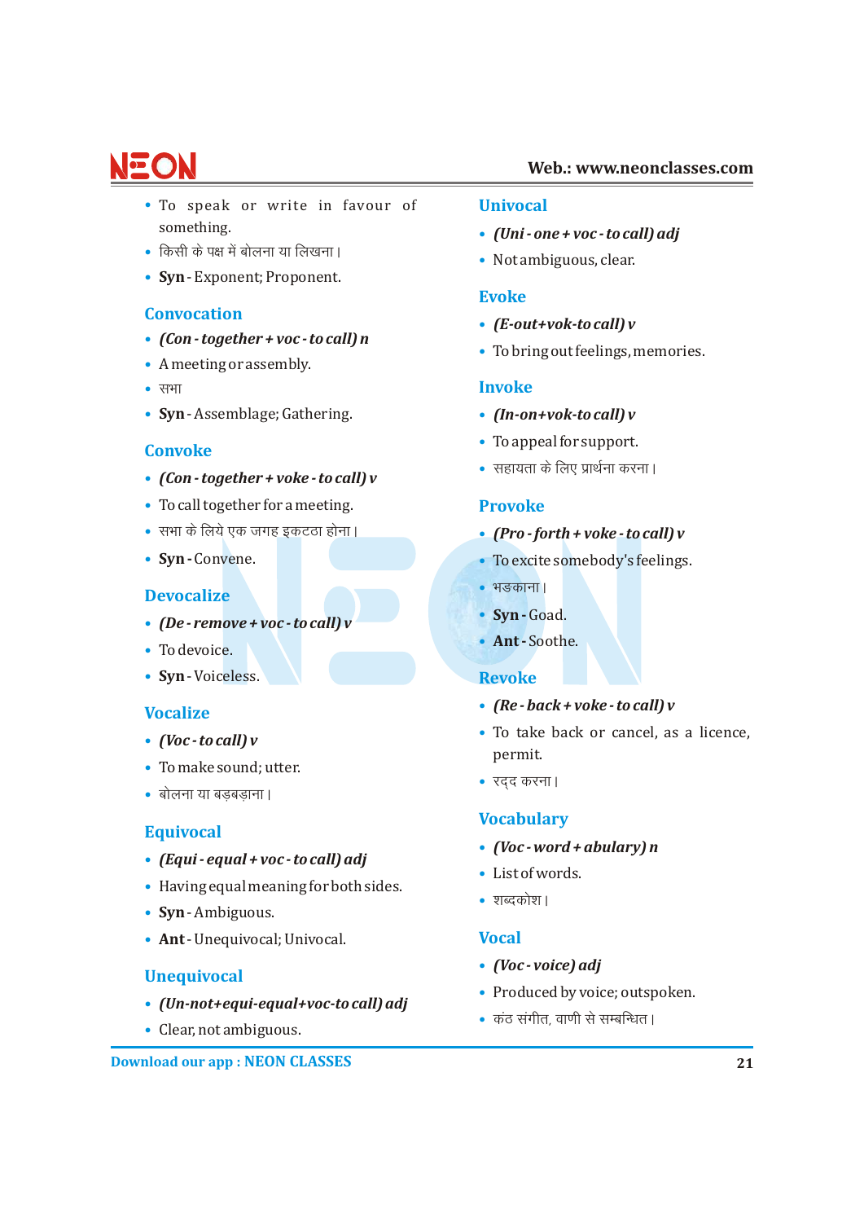- To speak or write in favour of something.
- किसी के पक्ष में बोलना या लिखना।
- **Syn** - Exponent; Proponent.

### Convocation

- *(Con - together + voc - to call) n*
- A meeting or assembly.
- सभा
- **Syn** - Assemblage; Gathering.

### Convoke

- *(Con - together + voke - to call) v*
- To call together for a meeting.
- सभा के लिये एक जगह इकटठा होना।
- **Syn** - Convene.

### Devocalize

- *(De - remove + voc - to call) v*
- To devoice.
- **Syn** - Voiceless.

### Vocalize

- *(Voc - to call) v*
- To make sound; utter.
- बोलना या बड़बड़ाना।

### Equivocal

- *(Equi - equal + voc - to call) adj*
- Having equal meaning for both sides.
- **Syn** - Ambiguous.
- **Ant** - Unequivocal; Univocal.

### Unequivocal

- *(Un-not+equi-equal+voc-to call) adj*
- Clear, not ambiguous.

### Univocal

- *(Uni - one + voc - to call) adj*
- Not ambiguous, clear.

### Evoke

- *(E-out+vok-to call) v*
- To bring out feelings, memories.

### Invoke

- *(In-on+vok-to call) v*
- To appeal for support.
- सहायता के लिए प्रार्थना करना।

### Provoke

- *(Pro - forth + voke - to call) v*
- To excite somebody's feelings.
- भड़काना।
- **Syn** - Goad.
- **Ant** - Soothe.

### Revoke

- *(Re - back + voke - to call) v*
- To take back or cancel, as a licence, permit.
- रद्द करना।

### Vocabulary

- *(Voc - word + abulary) n*
- List of words.
- शब्दकोश।

### Vocal

- *(Voc - voice) adj*
- Produced by voice; outspoken.
- कंठ संगीत, वाणी से सम्बन्धित।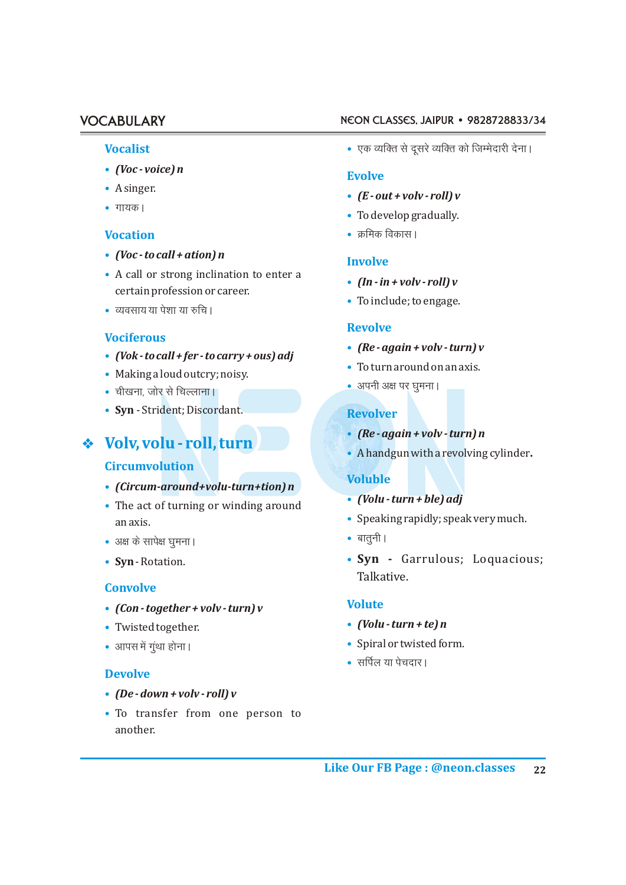### Vocalist

- *(Voc - voice) n*
- A singer.
- गायक।

### Vocation

- *(Voc - to call + ation) n*
- A call or strong inclination to enter a certain profession or career.
- व्यवसाय या पेशा या रुचि।

### Vociferous

- *(Vok - to call + fer - to carry + ous) adj*
- Making a loud outcry; noisy.
- चीखना, जोर से चिल्लाना।
- **Syn** - Strident; Discordant.

## ❖ Volv, volu - roll, turn

### Circumvolution

- *(Circum-around+volu-turn+tion) n*
- The act of turning or winding around an axis.
- अक्ष के सापेक्ष घुमना।
- **Syn** - Rotation.

### Convolve

- *(Con - together + volv - turn) v*
- Twisted together.
- आपस में गुंथा होना।

### Devolve

- *(De - down + volv - roll) v*
- To transfer from one person to another.
- एक व्यक्ति से दूसरे व्यक्ति को जिम्मेदारी देना।

### Evolve

- *(E - out + volv - roll) v*
- To develop gradually.
- क्रमिक विकास।

### Involve

- *(In - in + volv - roll) v*
- To include; to engage.

### Revolve

- *(Re - again + volv - turn) v*
- To turn around on an axis.
- अपनी अक्ष पर घुमना।

### Revolver

- *(Re - again + volv - turn) n*
- A handgun with a revolving cylinder.

### Voluble

- *(Volu - turn + ble) adj*
- Speaking rapidly; speak very much.
- बातुनी।
- **Syn** - Garrulous; Loquacious; Talkative.

### Volute

- *(Volu - turn + te) n*
- Spiral or twisted form.
- सर्पिल या पेचदार।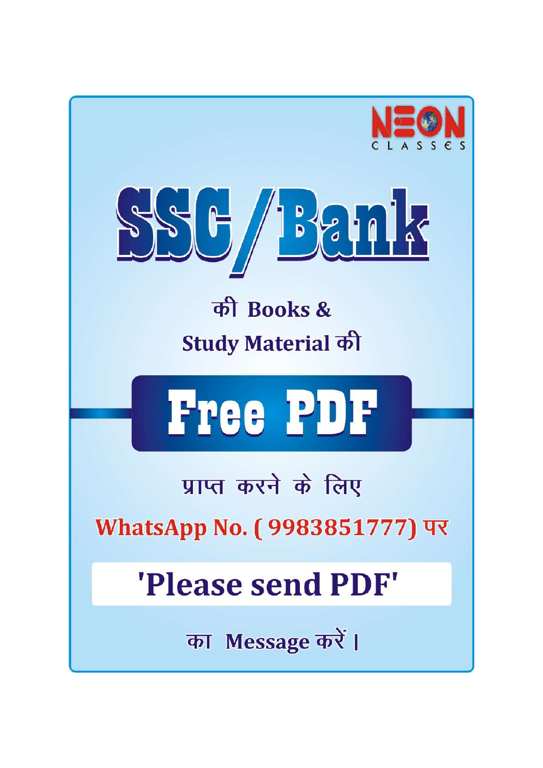NEON CLASSES

# SSC / Bank

की Books &

Study Material की

## Free PDF

प्राप्त करने के लिए

**WhatsApp No. ( 9983851777) पर**

## 'Please send PDF'

का Message करें ।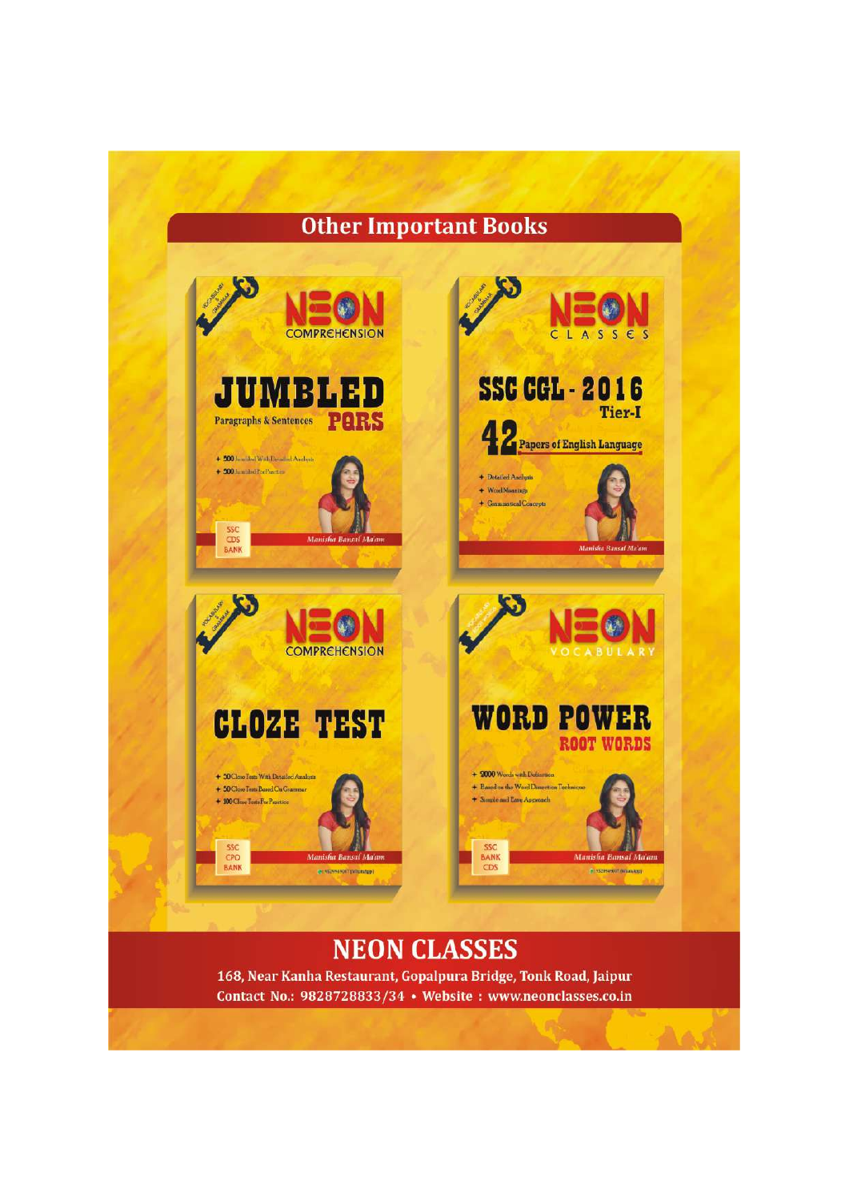## Other Important Books

**NEON COMPREHENSION**

**JUMBLED**

Paragraphs & Sentences **PQRS**

- 500 Jumbled With Detailed Analysis
- 500 Jumbled For Practice

SSC CDS BANK

Manisha Bansal Ma'am

**NEON CLASSES**

**SSC CGL - 2016**

**Tier-I**

**42** Papers of English Language

- Detailed Analysis
- Word Meanings
- Grammatical Concepts

Manisha Bansal Ma'am

**NEON COMPREHENSION**

**CLOZE TEST**

- 50 Cloze Tests With Detailed Analysis
- 50 Cloze Tests Based On Grammar
- 100 Cloze Tests For Practice

SSC CPO BANK

Manisha Bansal Ma'am

**NEON VOCABULARY**

**WORD POWER**

**ROOT WORDS**

- 9000 Words with Definition
- Based on the Word Direction Technique
- Simple and Easy Approach

SSC BANK CDS

Manisha Bansal Ma'am

## NEON CLASSES

168, Near Kanha Restaurant, Gopalpura Bridge, Tonk Road, Jaipur

Contact No.: 9828728833/34 • Website : www.neonclasses.co.in